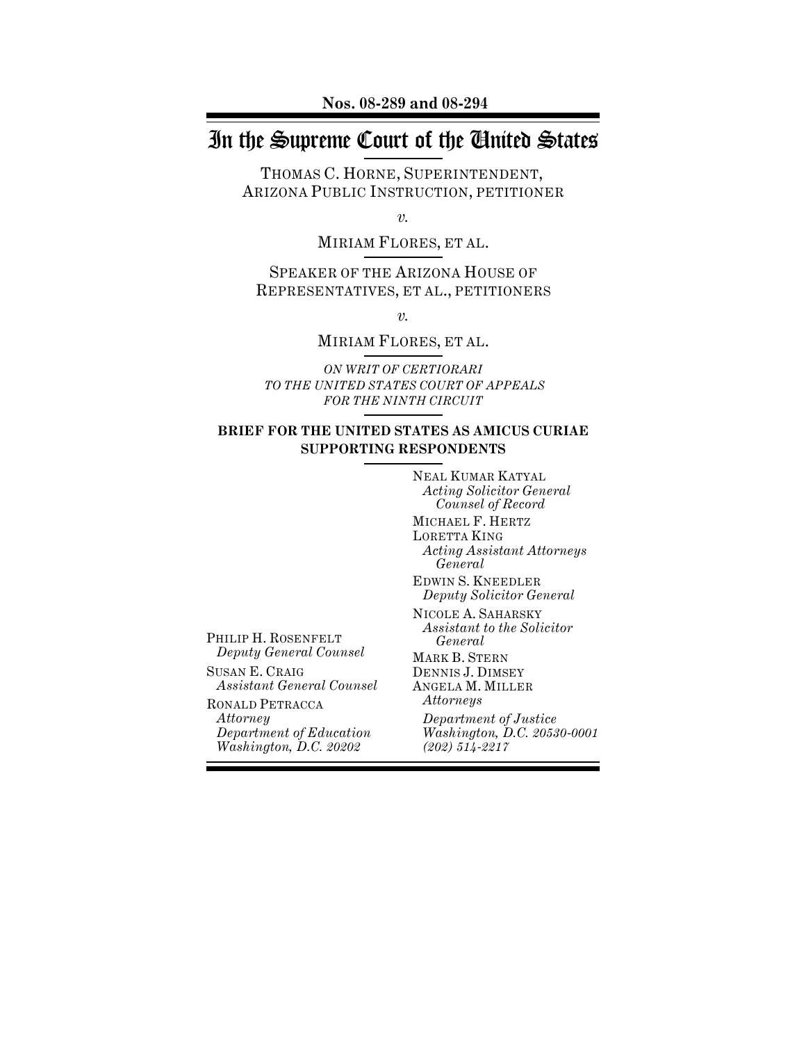**Nos. 08-289 and 08-294**

# In the Supreme Court of the United States

THOMAS C. HORNE, SUPERINTENDENT, ARIZONA PUBLIC INSTRUCTION, PETITIONER

*v.*

MIRIAM FLORES, ET AL.

SPEAKER OF THE ARIZONA HOUSE OF REPRESENTATIVES, ET AL., PETITIONERS

*v.*

MIRIAM FLORES, ET AL.

*ON WRIT OF CERTIORARI TO THE UNITED STATES COURT OF APPEALS FOR THE NINTH CIRCUIT*

**BRIEF FOR THE UNITED STATES AS AMICUS CURIAE SUPPORTING RESPONDENTS**

NEAL KUMAR KATYAL
*Acting Solicitor General*
*Counsel of Record*

MICHAEL F. HERTZ
LORETTA KING
*Acting Assistant Attorneys General*

EDWIN S. KNEEDLER
*Deputy Solicitor General*

NICOLE A. SAHARSKY
*Assistant to the Solicitor General*

MARK B. STERN
DENNIS J. DIMSEY
ANGELA M. MILLER
*Attorneys*

*Department of Justice*
*Washington, D.C. 20530-0001*
*(202) 514-2217*

PHILIP H. ROSENFELT
*Deputy General Counsel*

SUSAN E. CRAIG
*Assistant General Counsel*

RONALD PETRACCA
*Attorney*
*Department of Education*
*Washington, D.C. 20202*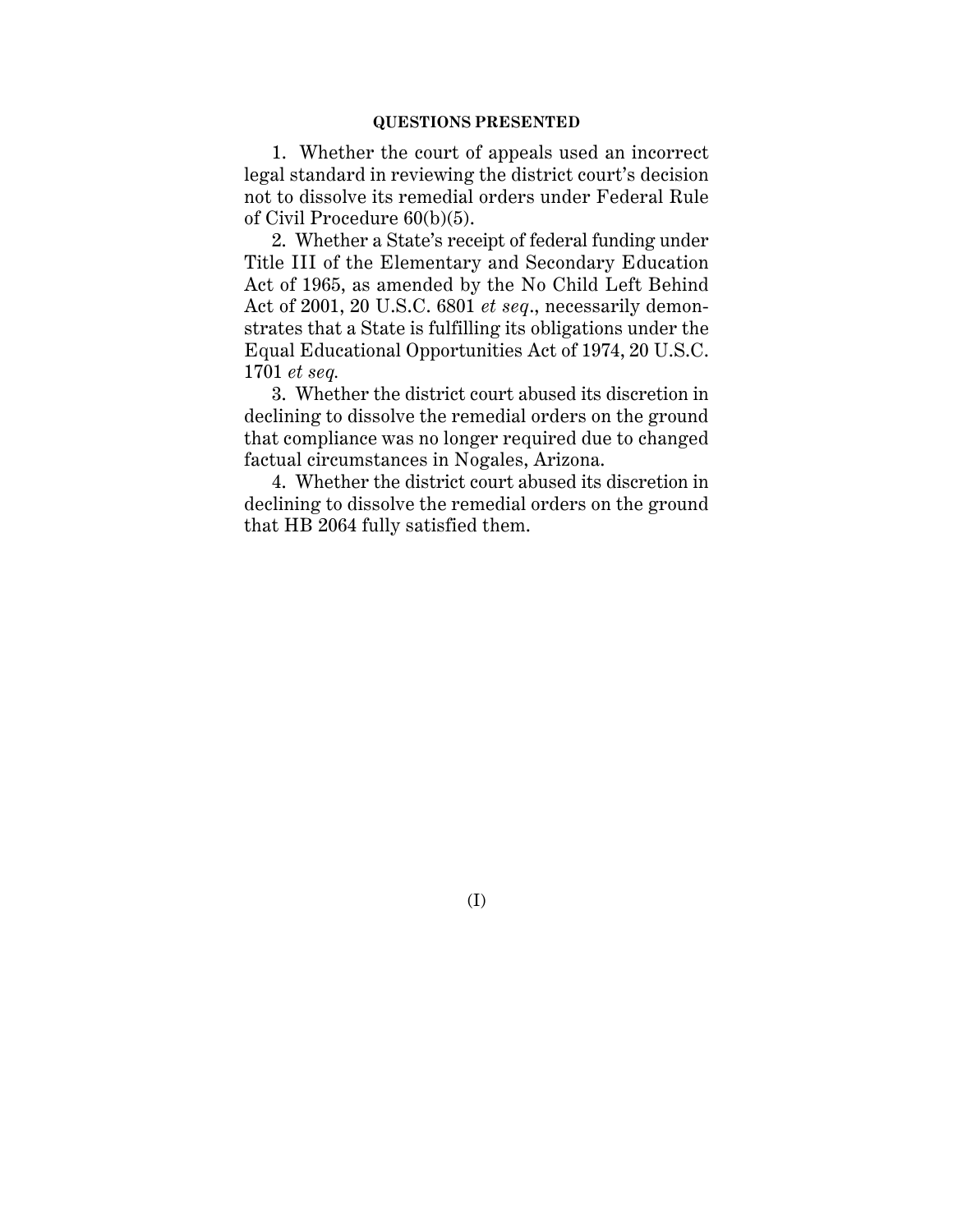## QUESTIONS PRESENTED

1. Whether the court of appeals used an incorrect legal standard in reviewing the district court's decision not to dissolve its remedial orders under Federal Rule of Civil Procedure 60(b)(5).

2. Whether a State's receipt of federal funding under Title III of the Elementary and Secondary Education Act of 1965, as amended by the No Child Left Behind Act of 2001, 20 U.S.C. 6801 *et seq*., necessarily demonstrates that a State is fulfilling its obligations under the Equal Educational Opportunities Act of 1974, 20 U.S.C. 1701 *et seq.*

3. Whether the district court abused its discretion in declining to dissolve the remedial orders on the ground that compliance was no longer required due to changed factual circumstances in Nogales, Arizona.

4. Whether the district court abused its discretion in declining to dissolve the remedial orders on the ground that HB 2064 fully satisfied them.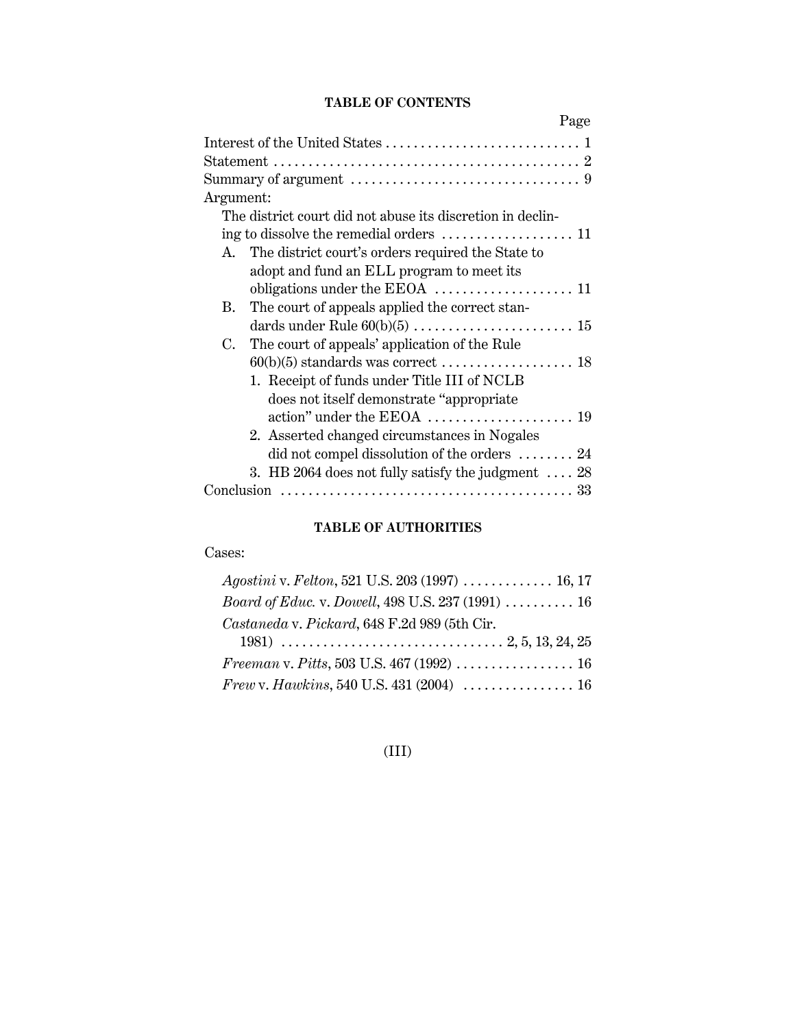## TABLE OF CONTENTS

| | Page |
|---|---|
| Interest of the United States | 1 |
| Statement | 2 |
| Summary of argument | 9 |
| Argument: | |
| The district court did not abuse its discretion in declining to dissolve the remedial orders | 11 |
| A. The district court's orders required the State to adopt and fund an ELL program to meet its obligations under the EEOA | 11 |
| B. The court of appeals applied the correct standards under Rule 60(b)(5) | 15 |
| C. The court of appeals' application of the Rule 60(b)(5) standards was correct | 18 |
| 1. Receipt of funds under Title III of NCLB does not itself demonstrate "appropriate action" under the EEOA | 19 |
| 2. Asserted changed circumstances in Nogales did not compel dissolution of the orders | 24 |
| 3. HB 2064 does not fully satisfy the judgment | 28 |
| Conclusion | 33 |

## TABLE OF AUTHORITIES

Cases:

| | |
|---|---|
| *Agostini* v. *Felton*, 521 U.S. 203 (1997) | 16, 17 |
| *Board of Educ.* v. *Dowell*, 498 U.S. 237 (1991) | 16 |
| *Castaneda* v. *Pickard*, 648 F.2d 989 (5th Cir. 1981) | 2, 5, 13, 24, 25 |
| *Freeman* v. *Pitts*, 503 U.S. 467 (1992) | 16 |
| *Frew* v. *Hawkins*, 540 U.S. 431 (2004) | 16 |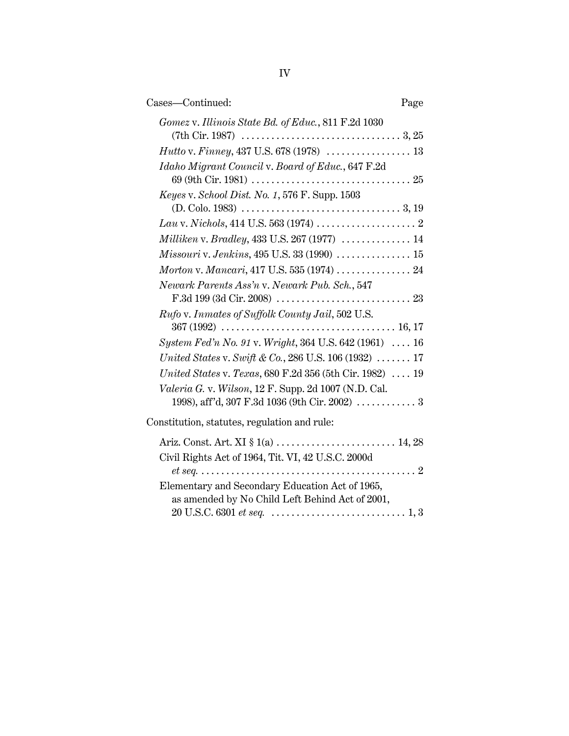Cases—Continued: Page

*Gomez* v. *Illinois State Bd. of Educ.*, 811 F.2d 1030 (7th Cir. 1987) . . . . . . . . . . . . . . . . . . . . . . . . . . . . . . . . 3, 25

*Hutto* v. *Finney*, 437 U.S. 678 (1978) . . . . . . . . . . . . . . . . . 13

*Idaho Migrant Council* v. *Board of Educ.*, 647 F.2d 69 (9th Cir. 1981) . . . . . . . . . . . . . . . . . . . . . . . . . . . . . . . . 25

*Keyes* v. *School Dist. No. 1*, 576 F. Supp. 1503 (D. Colo. 1983) . . . . . . . . . . . . . . . . . . . . . . . . . . . . . . . . 3, 19

*Lau* v. *Nichols*, 414 U.S. 563 (1974) . . . . . . . . . . . . . . . . . . . . 2

*Milliken* v. *Bradley*, 433 U.S. 267 (1977) . . . . . . . . . . . . . . 14

*Missouri* v. *Jenkins*, 495 U.S. 33 (1990) . . . . . . . . . . . . . . . 15

*Morton* v. *Mancari*, 417 U.S. 535 (1974) . . . . . . . . . . . . . . . 24

*Newark Parents Ass'n* v. *Newark Pub. Sch.*, 547 F.3d 199 (3d Cir. 2008) . . . . . . . . . . . . . . . . . . . . . . . . . . . 23

*Rufo* v. *Inmates of Suffolk County Jail*, 502 U.S. 367 (1992) . . . . . . . . . . . . . . . . . . . . . . . . . . . . . . . . . . . 16, 17

*System Fed'n No. 91* v. *Wright*, 364 U.S. 642 (1961) . . . . 16

*United States* v. *Swift & Co.*, 286 U.S. 106 (1932) . . . . . . . 17

*United States* v. *Texas*, 680 F.2d 356 (5th Cir. 1982) . . . . 19

*Valeria G.* v. *Wilson*, 12 F. Supp. 2d 1007 (N.D. Cal. 1998), aff'd, 307 F.3d 1036 (9th Cir. 2002) . . . . . . . . . . . . 3

Constitution, statutes, regulation and rule:

Ariz. Const. Art. XI § 1(a) . . . . . . . . . . . . . . . . . . . . . . . . 14, 28

Civil Rights Act of 1964, Tit. VI, 42 U.S.C. 2000d *et seq.* . . . . . . . . . . . . . . . . . . . . . . . . . . . . . . . . . . . . . . . . . . . 2

Elementary and Secondary Education Act of 1965, as amended by No Child Left Behind Act of 2001, 20 U.S.C. 6301 *et seq.* . . . . . . . . . . . . . . . . . . . . . . . . . . . 1, 3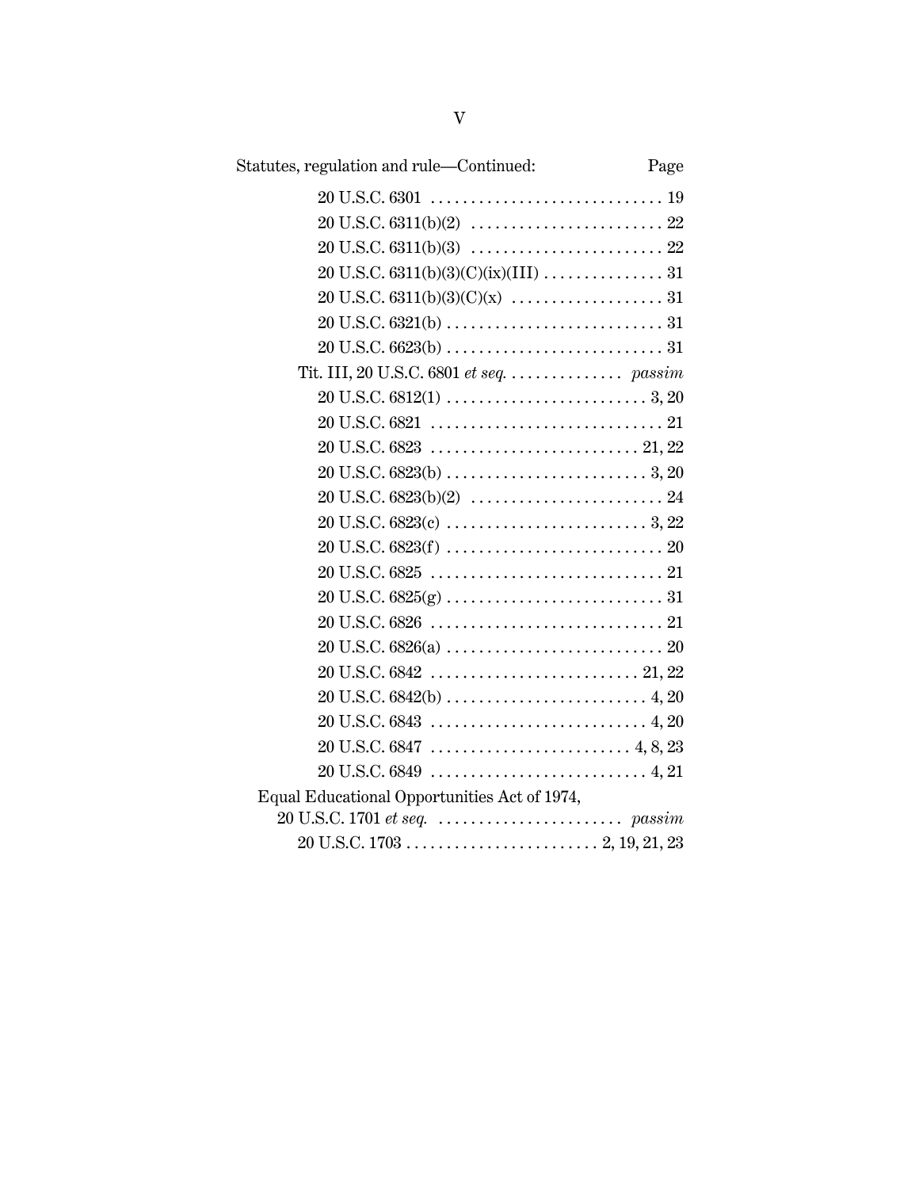| Statutes, regulation and rule—Continued: | Page |
|---|---|
| 20 U.S.C. 6301 | 19 |
| 20 U.S.C. 6311(b)(2) | 22 |
| 20 U.S.C. 6311(b)(3) | 22 |
| 20 U.S.C. 6311(b)(3)(C)(ix)(III) | 31 |
| 20 U.S.C. 6311(b)(3)(C)(x) | 31 |
| 20 U.S.C. 6321(b) | 31 |
| 20 U.S.C. 6623(b) | 31 |
| Tit. III, 20 U.S.C. 6801 *et seq.* | *passim* |
| 20 U.S.C. 6812(1) | 3, 20 |
| 20 U.S.C. 6821 | 21 |
| 20 U.S.C. 6823 | 21, 22 |
| 20 U.S.C. 6823(b) | 3, 20 |
| 20 U.S.C. 6823(b)(2) | 24 |
| 20 U.S.C. 6823(c) | 3, 22 |
| 20 U.S.C. 6823(f) | 20 |
| 20 U.S.C. 6825 | 21 |
| 20 U.S.C. 6825(g) | 31 |
| 20 U.S.C. 6826 | 21 |
| 20 U.S.C. 6826(a) | 20 |
| 20 U.S.C. 6842 | 21, 22 |
| 20 U.S.C. 6842(b) | 4, 20 |
| 20 U.S.C. 6843 | 4, 20 |
| 20 U.S.C. 6847 | 4, 8, 23 |
| 20 U.S.C. 6849 | 4, 21 |
| Equal Educational Opportunities Act of 1974, 20 U.S.C. 1701 *et seq.* | *passim* |
| 20 U.S.C. 1703 | 2, 19, 21, 23 |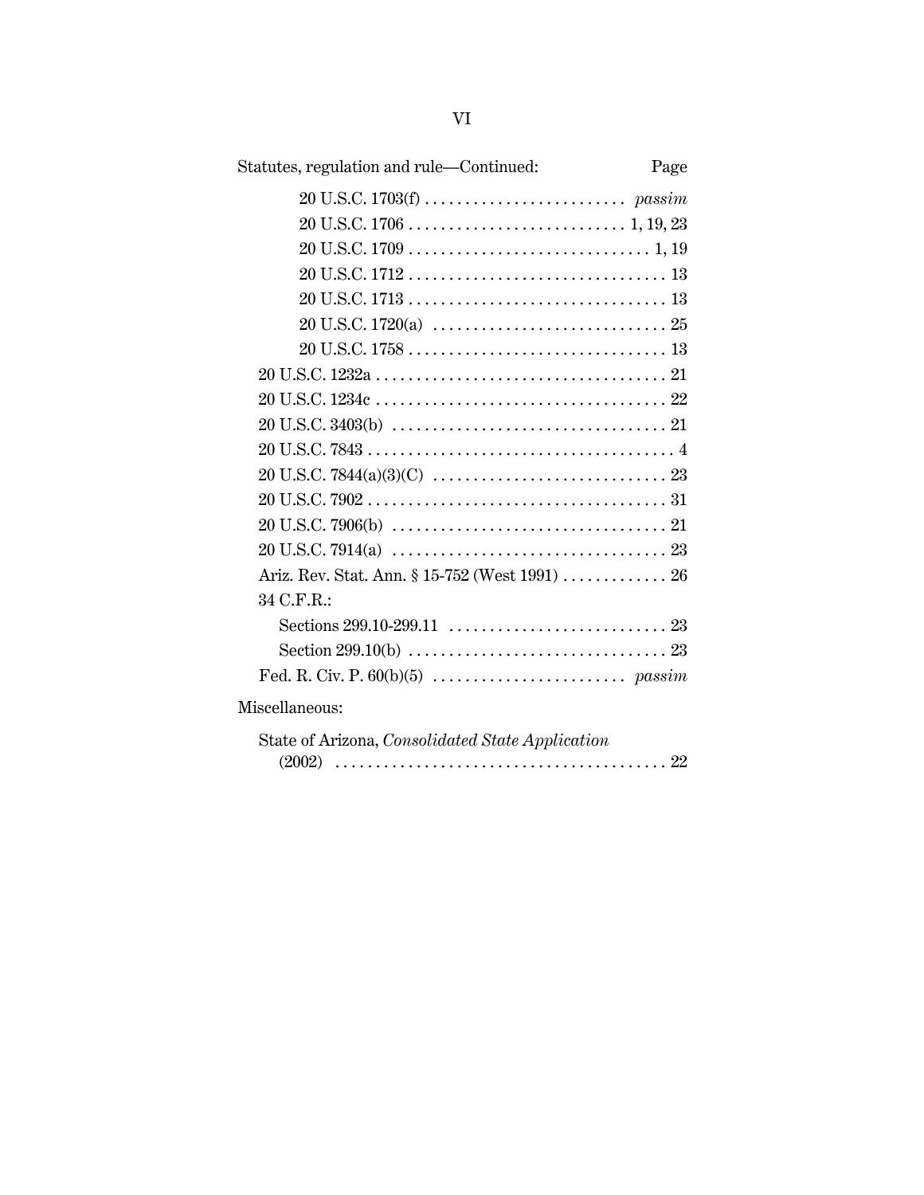Statutes, regulation and rule—Continued: Page

- 20 U.S.C. 1703(f) . . . . . . . . . . . . . . . . . . . . . . . . . *passim*
- 20 U.S.C. 1706 . . . . . . . . . . . . . . . . . . . . . . . . . . . 1, 19, 23
- 20 U.S.C. 1709 . . . . . . . . . . . . . . . . . . . . . . . . . . . . . . 1, 19
- 20 U.S.C. 1712 . . . . . . . . . . . . . . . . . . . . . . . . . . . . . . . . 13
- 20 U.S.C. 1713 . . . . . . . . . . . . . . . . . . . . . . . . . . . . . . . . 13
- 20 U.S.C. 1720(a) . . . . . . . . . . . . . . . . . . . . . . . . . . . . . 25
- 20 U.S.C. 1758 . . . . . . . . . . . . . . . . . . . . . . . . . . . . . . . . 13

20 U.S.C. 1232a . . . . . . . . . . . . . . . . . . . . . . . . . . . . . . . . . . . 21

20 U.S.C. 1234c . . . . . . . . . . . . . . . . . . . . . . . . . . . . . . . . . . . 22

20 U.S.C. 3403(b) . . . . . . . . . . . . . . . . . . . . . . . . . . . . . . . . . 21

20 U.S.C. 7843 . . . . . . . . . . . . . . . . . . . . . . . . . . . . . . . . . . . . . 4

20 U.S.C. 7844(a)(3)(C) . . . . . . . . . . . . . . . . . . . . . . . . . . . . 23

20 U.S.C. 7902 . . . . . . . . . . . . . . . . . . . . . . . . . . . . . . . . . . . . 31

20 U.S.C. 7906(b) . . . . . . . . . . . . . . . . . . . . . . . . . . . . . . . . . 21

20 U.S.C. 7914(a) . . . . . . . . . . . . . . . . . . . . . . . . . . . . . . . . . 23

Ariz. Rev. Stat. Ann. § 15-752 (West 1991) . . . . . . . . . . . . . 26

34 C.F.R.:

- Sections 299.10-299.11 . . . . . . . . . . . . . . . . . . . . . . . . . . 23
- Section 299.10(b) . . . . . . . . . . . . . . . . . . . . . . . . . . . . . . . 23

Fed. R. Civ. P. 60(b)(5) . . . . . . . . . . . . . . . . . . . . . . . . *passim*

Miscellaneous:

State of Arizona, *Consolidated State Application* (2002) . . . . . . . . . . . . . . . . . . . . . . . . . . . . . . . . . . . . . . . . 22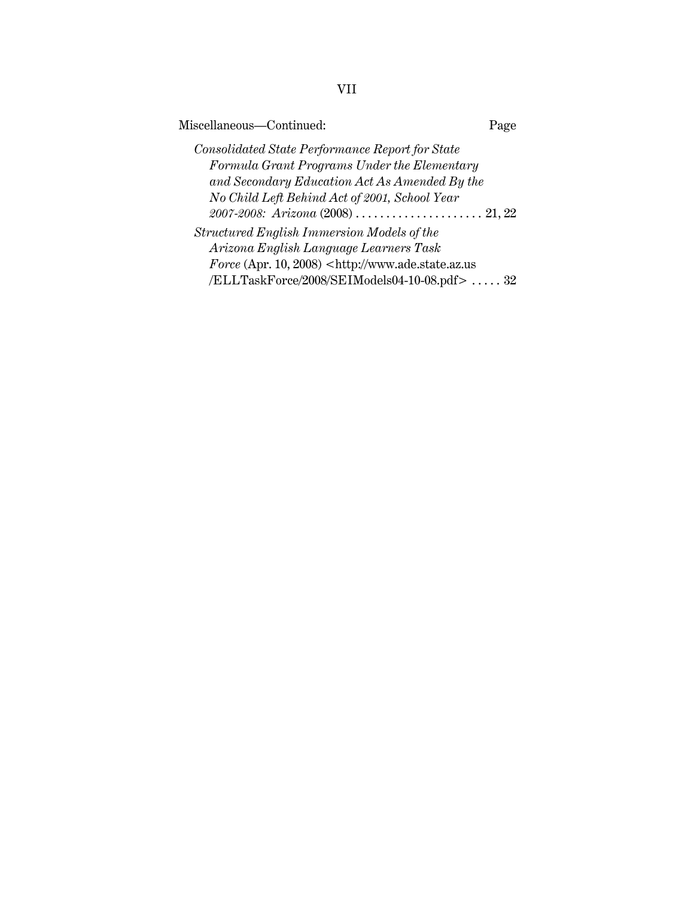Miscellaneous—Continued: Page

*Consolidated State Performance Report for State Formula Grant Programs Under the Elementary and Secondary Education Act As Amended By the No Child Left Behind Act of 2001, School Year 2007-2008: Arizona* (2008) . . . . . . . . . . . . . . . . . . . . . 21, 22

*Structured English Immersion Models of the Arizona English Language Learners Task Force* (Apr. 10, 2008) <http://www.ade.state.az.us/ELLTaskForce/2008/SEIModels04-10-08.pdf> . . . . . 32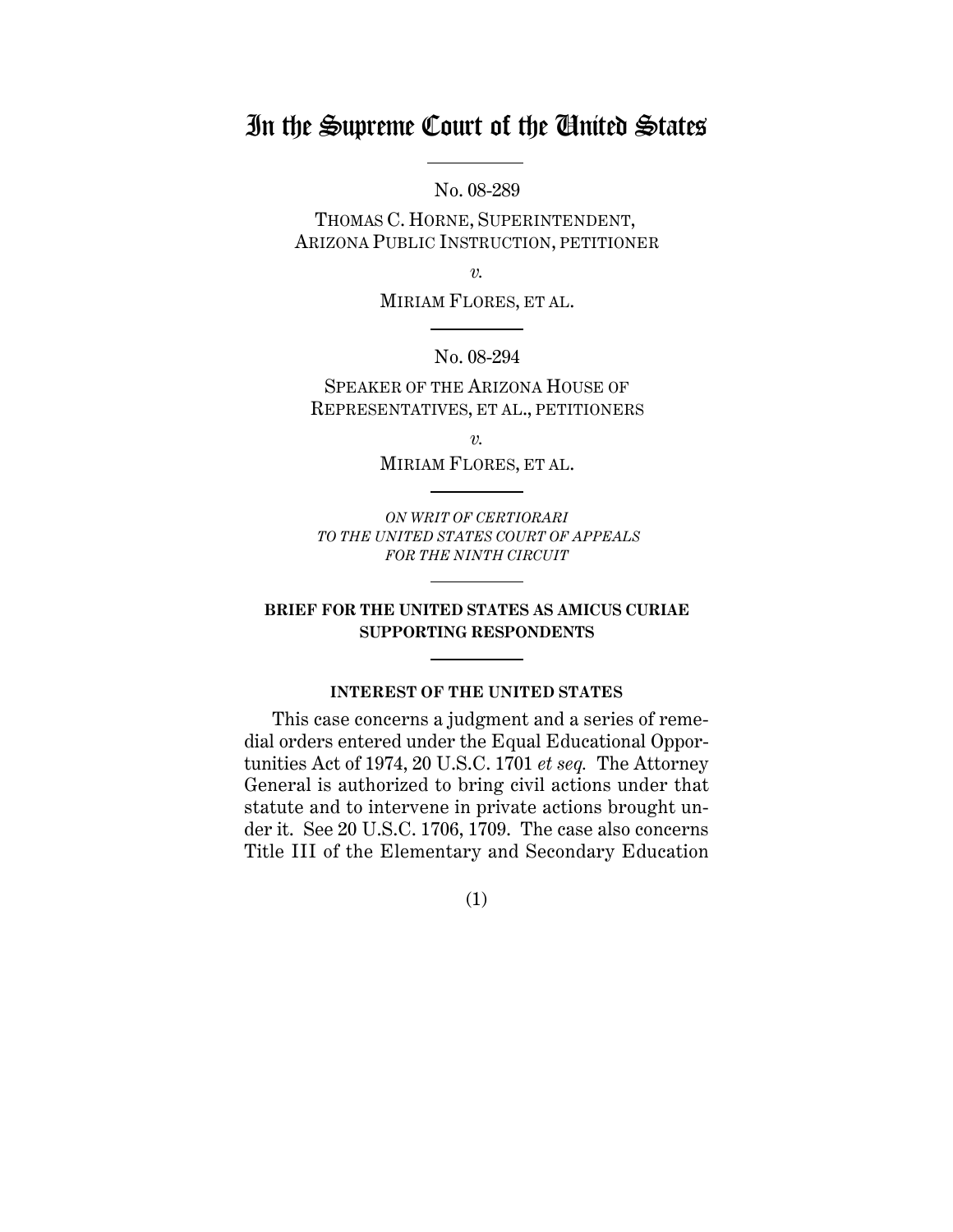# In the Supreme Court of the United States

No. 08-289

THOMAS C. HORNE, SUPERINTENDENT, ARIZONA PUBLIC INSTRUCTION, PETITIONER

*v.*

MIRIAM FLORES, ET AL.

No. 08-294

SPEAKER OF THE ARIZONA HOUSE OF REPRESENTATIVES, ET AL., PETITIONERS

*v.*

MIRIAM FLORES, ET AL.

*ON WRIT OF CERTIORARI TO THE UNITED STATES COURT OF APPEALS FOR THE NINTH CIRCUIT*

**BRIEF FOR THE UNITED STATES AS AMICUS CURIAE SUPPORTING RESPONDENTS**

**INTEREST OF THE UNITED STATES**

This case concerns a judgment and a series of remedial orders entered under the Equal Educational Opportunities Act of 1974, 20 U.S.C. 1701 *et seq.* The Attorney General is authorized to bring civil actions under that statute and to intervene in private actions brought under it. See 20 U.S.C. 1706, 1709. The case also concerns Title III of the Elementary and Secondary Education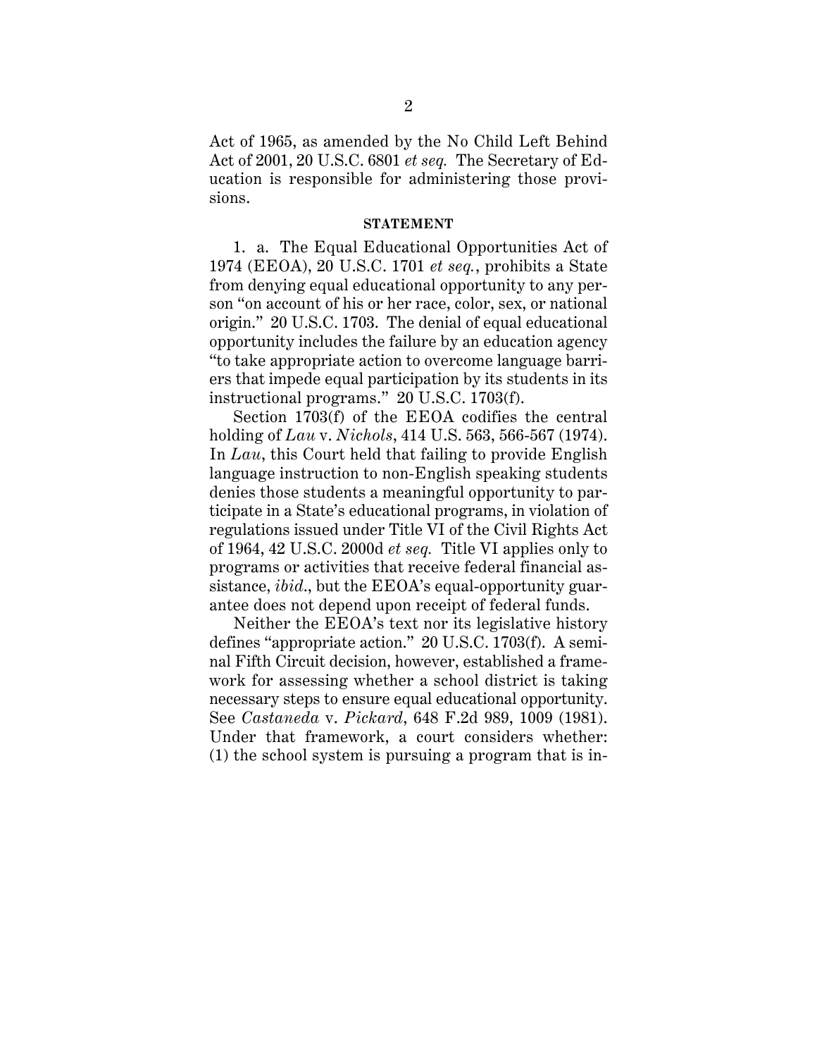Act of 1965, as amended by the No Child Left Behind Act of 2001, 20 U.S.C. 6801 *et seq.* The Secretary of Education is responsible for administering those provisions.

**STATEMENT**

1. a. The Equal Educational Opportunities Act of 1974 (EEOA), 20 U.S.C. 1701 *et seq.*, prohibits a State from denying equal educational opportunity to any person "on account of his or her race, color, sex, or national origin." 20 U.S.C. 1703. The denial of equal educational opportunity includes the failure by an education agency "to take appropriate action to overcome language barriers that impede equal participation by its students in its instructional programs." 20 U.S.C. 1703(f).

Section 1703(f) of the EEOA codifies the central holding of *Lau* v. *Nichols*, 414 U.S. 563, 566-567 (1974). In *Lau*, this Court held that failing to provide English language instruction to non-English speaking students denies those students a meaningful opportunity to participate in a State's educational programs, in violation of regulations issued under Title VI of the Civil Rights Act of 1964, 42 U.S.C. 2000d *et seq.* Title VI applies only to programs or activities that receive federal financial assistance, *ibid.*, but the EEOA's equal-opportunity guarantee does not depend upon receipt of federal funds.

Neither the EEOA's text nor its legislative history defines "appropriate action." 20 U.S.C. 1703(f). A seminal Fifth Circuit decision, however, established a framework for assessing whether a school district is taking necessary steps to ensure equal educational opportunity. See *Castaneda* v. *Pickard*, 648 F.2d 989, 1009 (1981). Under that framework, a court considers whether: (1) the school system is pursuing a program that is in-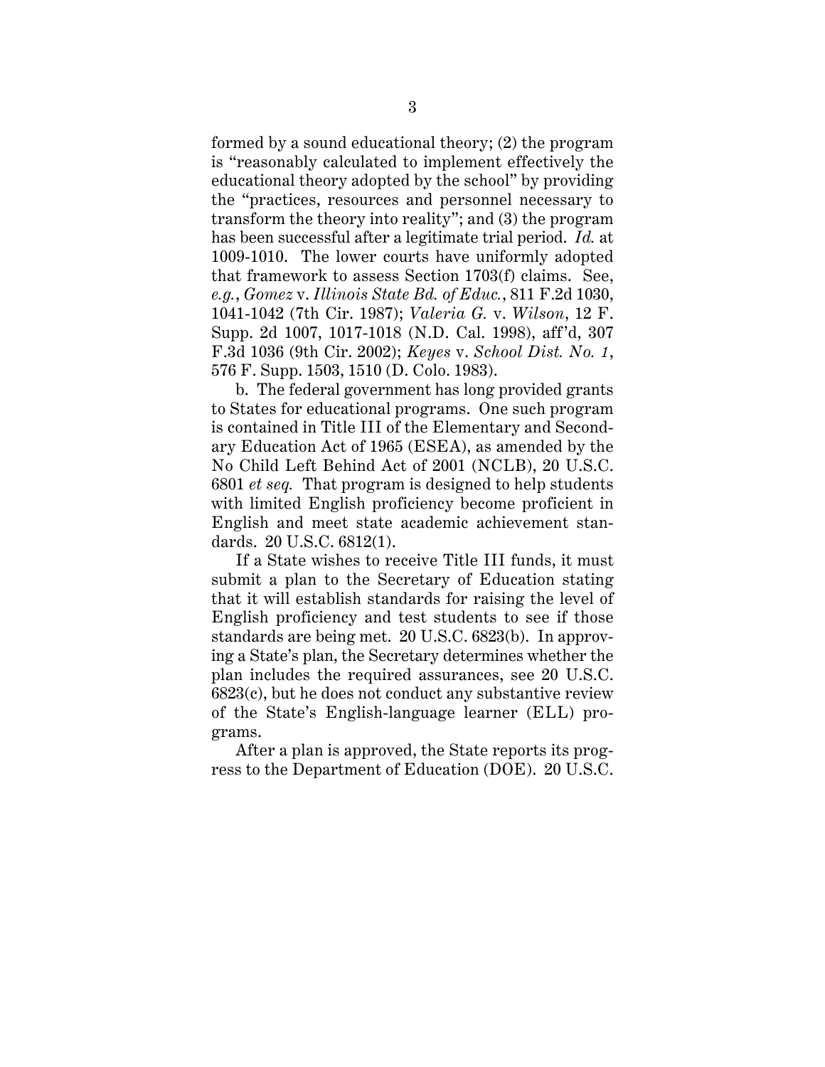formed by a sound educational theory; (2) the program is "reasonably calculated to implement effectively the educational theory adopted by the school" by providing the "practices, resources and personnel necessary to transform the theory into reality"; and (3) the program has been successful after a legitimate trial period. *Id.* at 1009-1010. The lower courts have uniformly adopted that framework to assess Section 1703(f) claims. See, *e.g.*, *Gomez* v. *Illinois State Bd. of Educ.*, 811 F.2d 1030, 1041-1042 (7th Cir. 1987); *Valeria G.* v. *Wilson*, 12 F. Supp. 2d 1007, 1017-1018 (N.D. Cal. 1998), aff'd, 307 F.3d 1036 (9th Cir. 2002); *Keyes* v. *School Dist. No. 1*, 576 F. Supp. 1503, 1510 (D. Colo. 1983).

b. The federal government has long provided grants to States for educational programs. One such program is contained in Title III of the Elementary and Secondary Education Act of 1965 (ESEA), as amended by the No Child Left Behind Act of 2001 (NCLB), 20 U.S.C. 6801 *et seq.* That program is designed to help students with limited English proficiency become proficient in English and meet state academic achievement standards. 20 U.S.C. 6812(1).

If a State wishes to receive Title III funds, it must submit a plan to the Secretary of Education stating that it will establish standards for raising the level of English proficiency and test students to see if those standards are being met. 20 U.S.C. 6823(b). In approving a State's plan, the Secretary determines whether the plan includes the required assurances, see 20 U.S.C. 6823(c), but he does not conduct any substantive review of the State's English-language learner (ELL) programs.

After a plan is approved, the State reports its progress to the Department of Education (DOE). 20 U.S.C.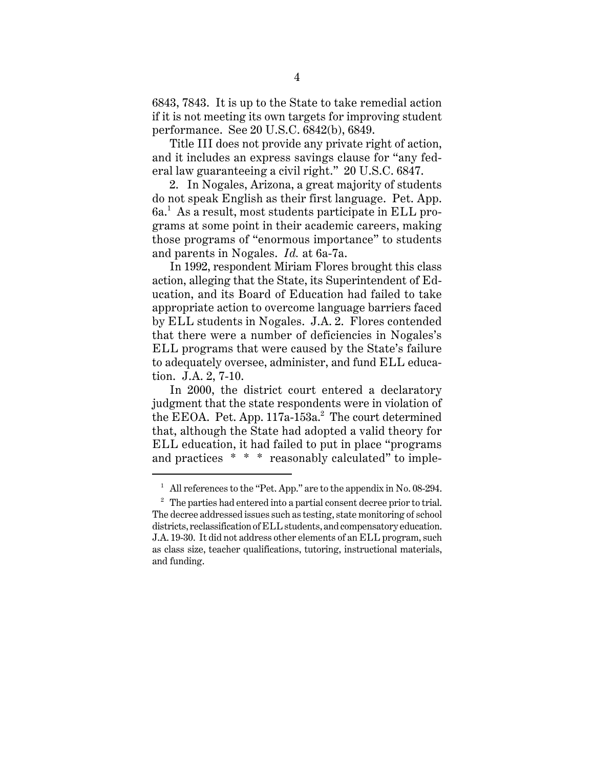6843, 7843. It is up to the State to take remedial action if it is not meeting its own targets for improving student performance. See 20 U.S.C. 6842(b), 6849.

Title III does not provide any private right of action, and it includes an express savings clause for "any federal law guaranteeing a civil right." 20 U.S.C. 6847.

2. In Nogales, Arizona, a great majority of students do not speak English as their first language. Pet. App. 6a.[1] As a result, most students participate in ELL programs at some point in their academic careers, making those programs of "enormous importance" to students and parents in Nogales. *Id.* at 6a-7a.

In 1992, respondent Miriam Flores brought this class action, alleging that the State, its Superintendent of Education, and its Board of Education had failed to take appropriate action to overcome language barriers faced by ELL students in Nogales. J.A. 2. Flores contended that there were a number of deficiencies in Nogales's ELL programs that were caused by the State's failure to adequately oversee, administer, and fund ELL education. J.A. 2, 7-10.

In 2000, the district court entered a declaratory judgment that the state respondents were in violation of the EEOA. Pet. App. 117a-153a.[2] The court determined that, although the State had adopted a valid theory for ELL education, it had failed to put in place "programs and practices * * * reasonably calculated" to imple-

---

[1] All references to the "Pet. App." are to the appendix in No. 08-294.

[2] The parties had entered into a partial consent decree prior to trial. The decree addressed issues such as testing, state monitoring of school districts, reclassification of ELL students, and compensatory education. J.A. 19-30. It did not address other elements of an ELL program, such as class size, teacher qualifications, tutoring, instructional materials, and funding.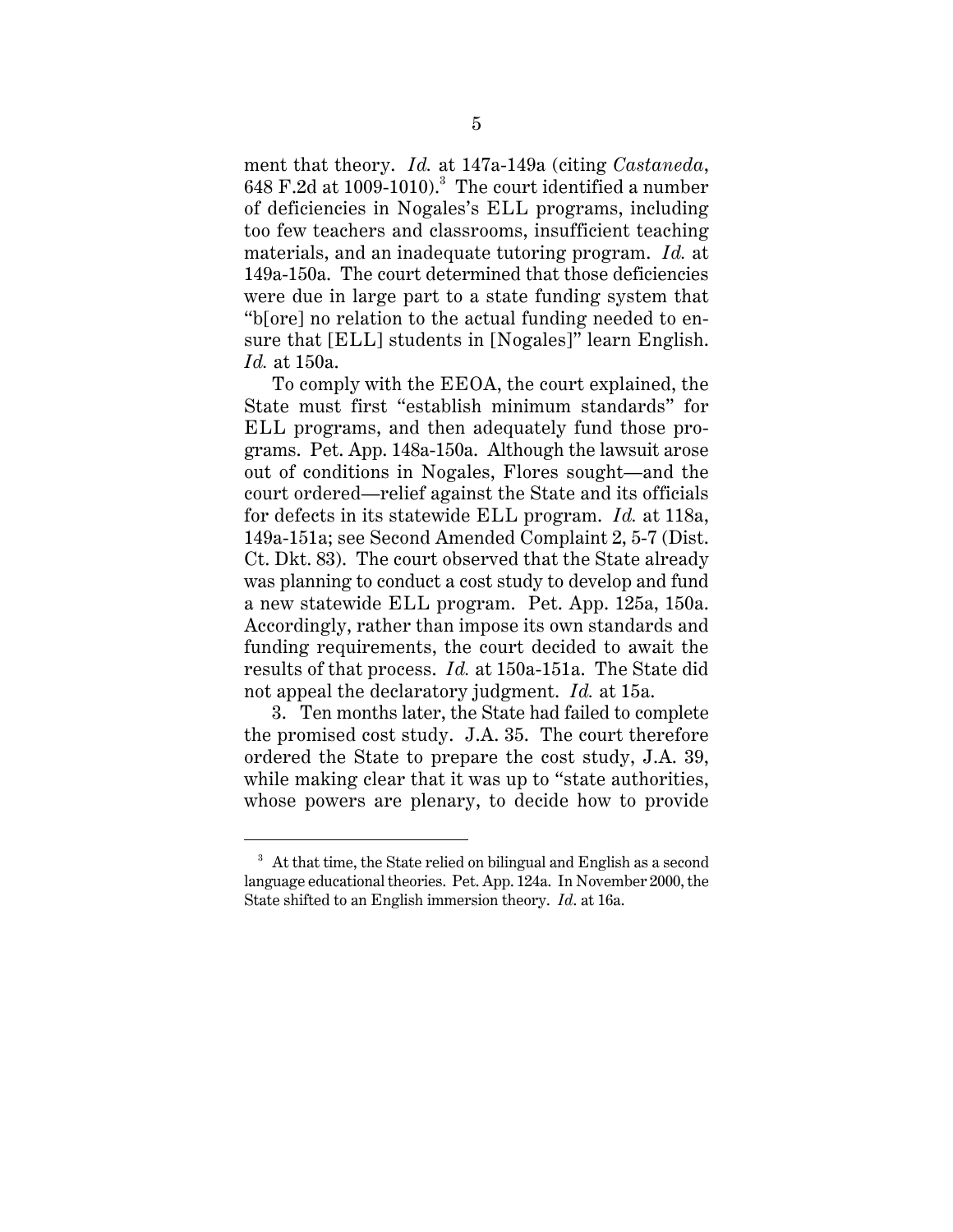ment that theory. *Id.* at 147a-149a (citing *Castaneda*, 648 F.2d at 1009-1010).[3] The court identified a number of deficiencies in Nogales's ELL programs, including too few teachers and classrooms, insufficient teaching materials, and an inadequate tutoring program. *Id.* at 149a-150a. The court determined that those deficiencies were due in large part to a state funding system that "b[ore] no relation to the actual funding needed to ensure that [ELL] students in [Nogales]" learn English. *Id.* at 150a.

To comply with the EEOA, the court explained, the State must first "establish minimum standards" for ELL programs, and then adequately fund those programs. Pet. App. 148a-150a. Although the lawsuit arose out of conditions in Nogales, Flores sought—and the court ordered—relief against the State and its officials for defects in its statewide ELL program. *Id.* at 118a, 149a-151a; see Second Amended Complaint 2, 5-7 (Dist. Ct. Dkt. 83). The court observed that the State already was planning to conduct a cost study to develop and fund a new statewide ELL program. Pet. App. 125a, 150a. Accordingly, rather than impose its own standards and funding requirements, the court decided to await the results of that process. *Id.* at 150a-151a. The State did not appeal the declaratory judgment. *Id.* at 15a.

3. Ten months later, the State had failed to complete the promised cost study. J.A. 35. The court therefore ordered the State to prepare the cost study, J.A. 39, while making clear that it was up to "state authorities, whose powers are plenary, to decide how to provide

---

[3] At that time, the State relied on bilingual and English as a second language educational theories. Pet. App. 124a. In November 2000, the State shifted to an English immersion theory. *Id.* at 16a.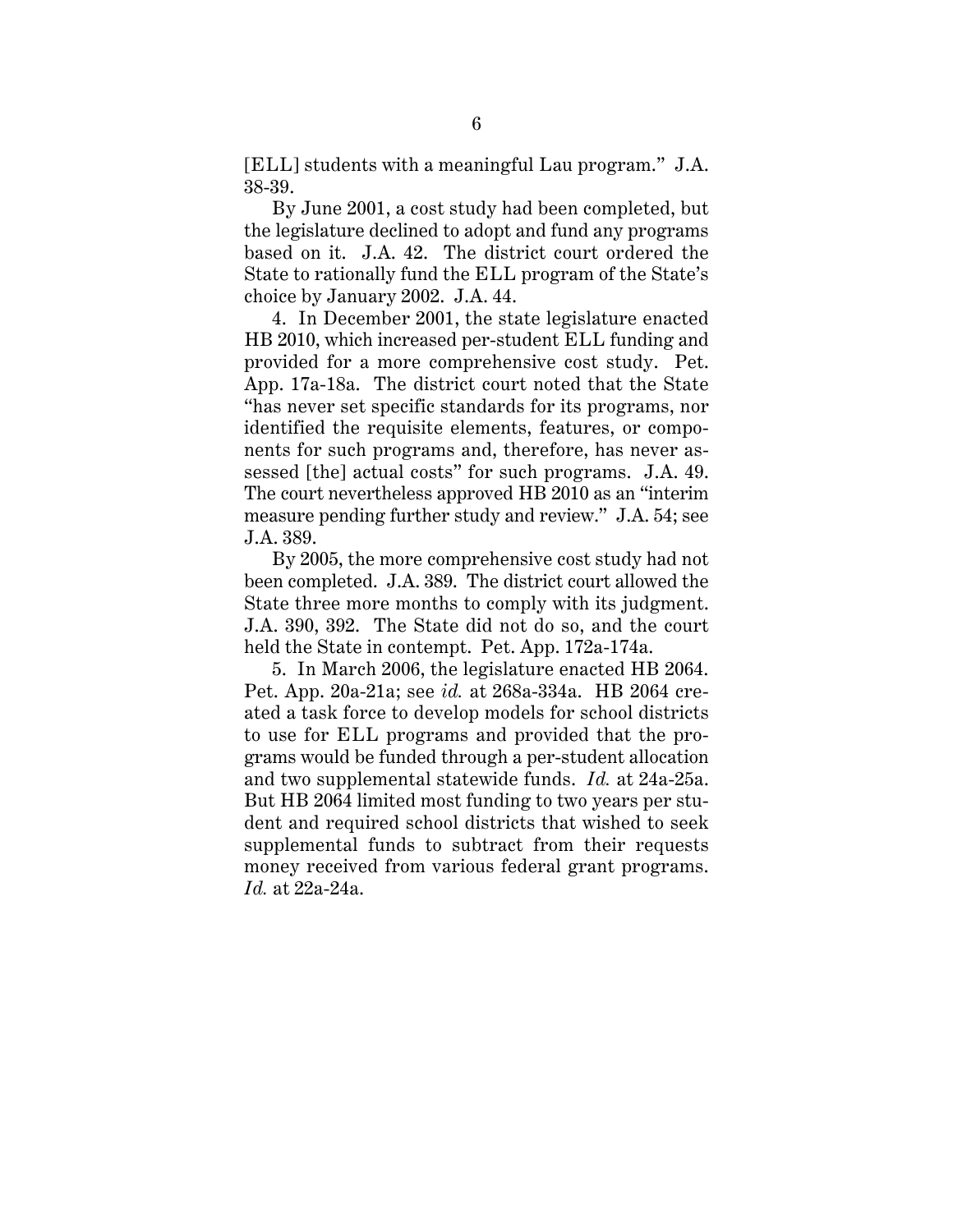[ELL] students with a meaningful Lau program." J.A. 38-39.

By June 2001, a cost study had been completed, but the legislature declined to adopt and fund any programs based on it. J.A. 42. The district court ordered the State to rationally fund the ELL program of the State's choice by January 2002. J.A. 44.

4. In December 2001, the state legislature enacted HB 2010, which increased per-student ELL funding and provided for a more comprehensive cost study. Pet. App. 17a-18a. The district court noted that the State "has never set specific standards for its programs, nor identified the requisite elements, features, or components for such programs and, therefore, has never assessed [the] actual costs" for such programs. J.A. 49. The court nevertheless approved HB 2010 as an "interim measure pending further study and review." J.A. 54; see J.A. 389.

By 2005, the more comprehensive cost study had not been completed. J.A. 389. The district court allowed the State three more months to comply with its judgment. J.A. 390, 392. The State did not do so, and the court held the State in contempt. Pet. App. 172a-174a.

5. In March 2006, the legislature enacted HB 2064. Pet. App. 20a-21a; see *id.* at 268a-334a. HB 2064 created a task force to develop models for school districts to use for ELL programs and provided that the programs would be funded through a per-student allocation and two supplemental statewide funds. *Id.* at 24a-25a. But HB 2064 limited most funding to two years per student and required school districts that wished to seek supplemental funds to subtract from their requests money received from various federal grant programs. *Id.* at 22a-24a.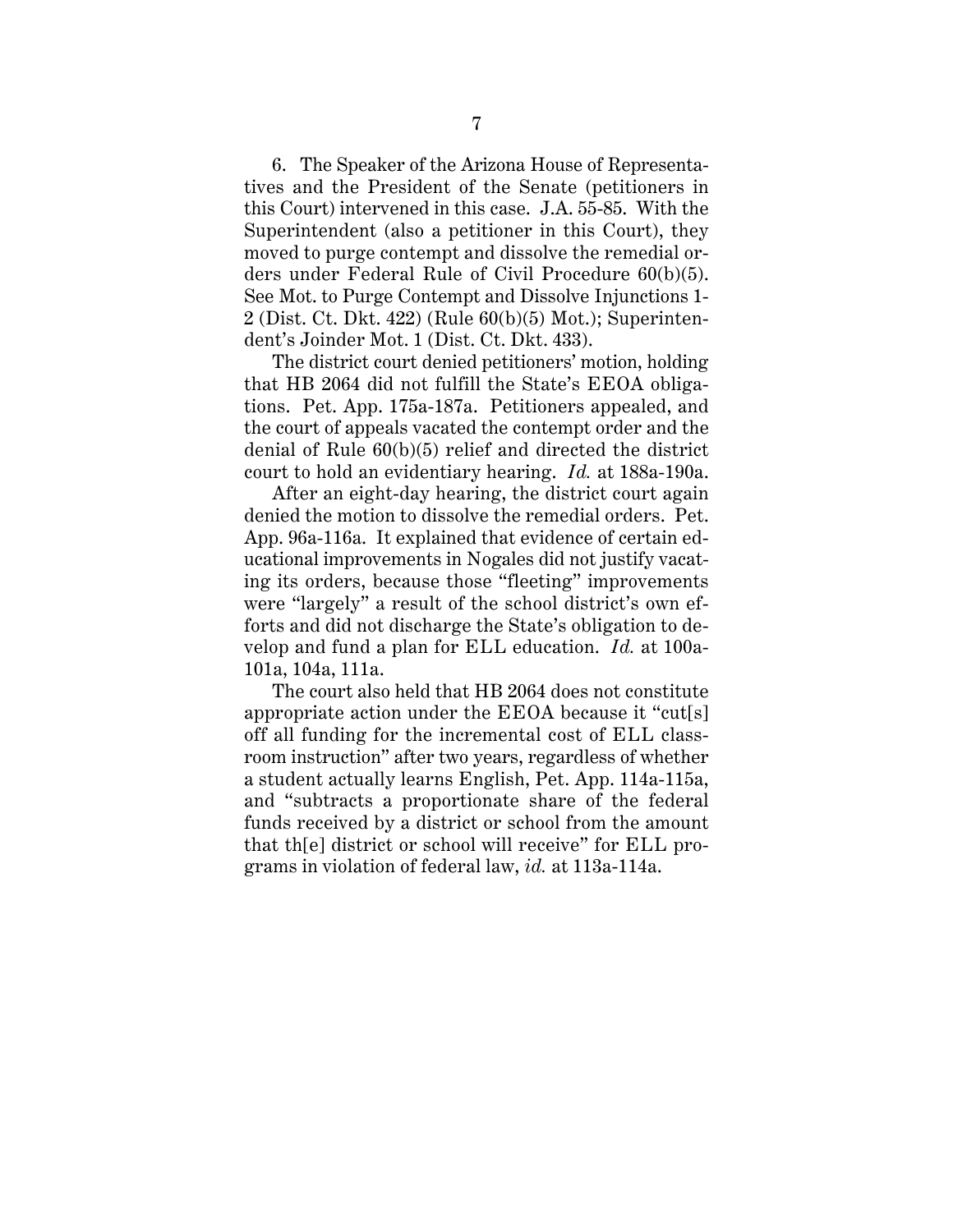6. The Speaker of the Arizona House of Representatives and the President of the Senate (petitioners in this Court) intervened in this case. J.A. 55-85. With the Superintendent (also a petitioner in this Court), they moved to purge contempt and dissolve the remedial orders under Federal Rule of Civil Procedure 60(b)(5). See Mot. to Purge Contempt and Dissolve Injunctions 1-2 (Dist. Ct. Dkt. 422) (Rule 60(b)(5) Mot.); Superintendent's Joinder Mot. 1 (Dist. Ct. Dkt. 433).

The district court denied petitioners' motion, holding that HB 2064 did not fulfill the State's EEOA obligations. Pet. App. 175a-187a. Petitioners appealed, and the court of appeals vacated the contempt order and the denial of Rule 60(b)(5) relief and directed the district court to hold an evidentiary hearing. *Id.* at 188a-190a.

After an eight-day hearing, the district court again denied the motion to dissolve the remedial orders. Pet. App. 96a-116a. It explained that evidence of certain educational improvements in Nogales did not justify vacating its orders, because those "fleeting" improvements were "largely" a result of the school district's own efforts and did not discharge the State's obligation to develop and fund a plan for ELL education. *Id.* at 100a-101a, 104a, 111a.

The court also held that HB 2064 does not constitute appropriate action under the EEOA because it "cut[s] off all funding for the incremental cost of ELL classroom instruction" after two years, regardless of whether a student actually learns English, Pet. App. 114a-115a, and "subtracts a proportionate share of the federal funds received by a district or school from the amount that th[e] district or school will receive" for ELL programs in violation of federal law, *id.* at 113a-114a.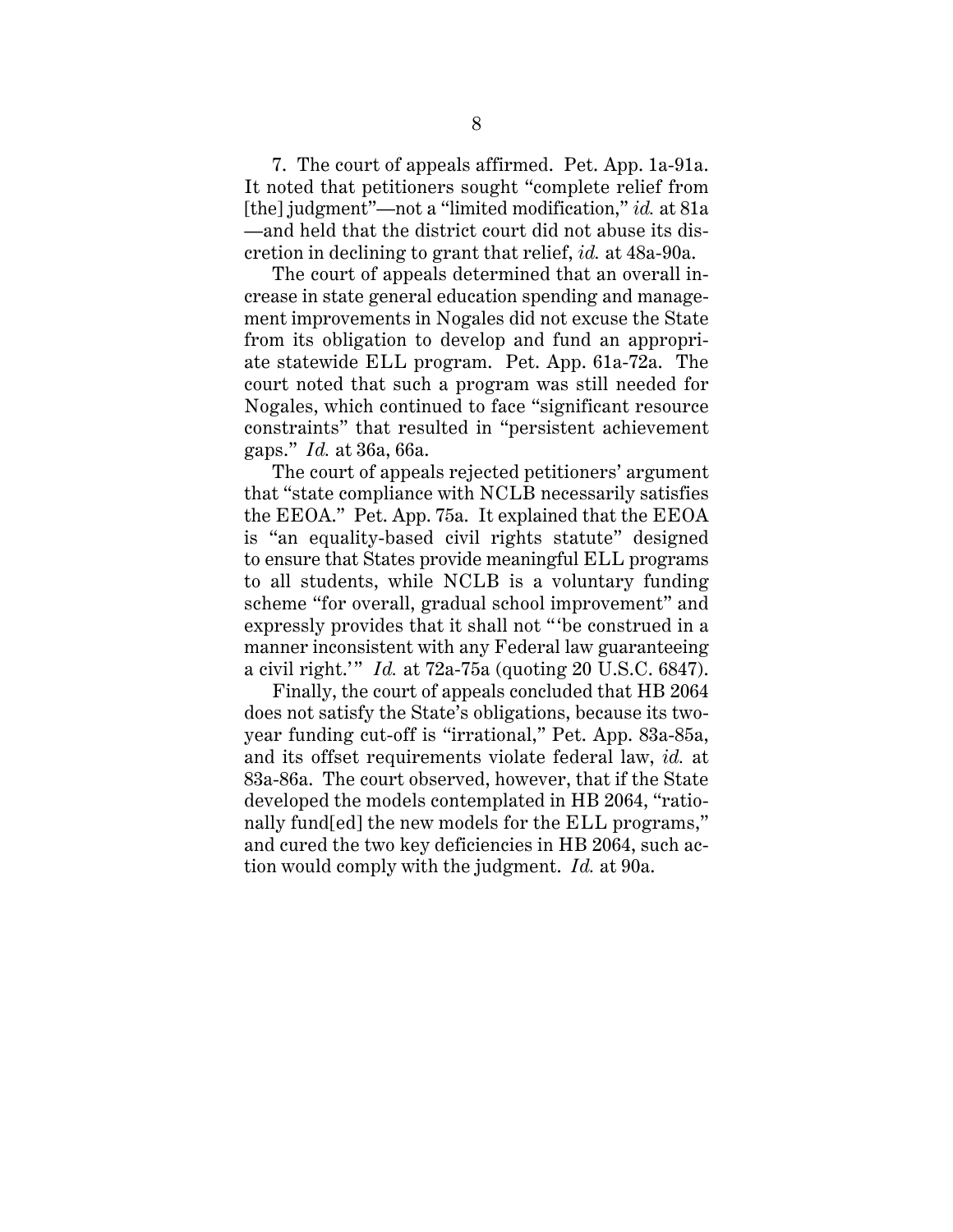7. The court of appeals affirmed. Pet. App. 1a-91a. It noted that petitioners sought "complete relief from [the] judgment"—not a "limited modification," *id.* at 81a —and held that the district court did not abuse its discretion in declining to grant that relief, *id.* at 48a-90a.

The court of appeals determined that an overall increase in state general education spending and management improvements in Nogales did not excuse the State from its obligation to develop and fund an appropriate statewide ELL program. Pet. App. 61a-72a. The court noted that such a program was still needed for Nogales, which continued to face "significant resource constraints" that resulted in "persistent achievement gaps." *Id.* at 36a, 66a.

The court of appeals rejected petitioners' argument that "state compliance with NCLB necessarily satisfies the EEOA." Pet. App. 75a. It explained that the EEOA is "an equality-based civil rights statute" designed to ensure that States provide meaningful ELL programs to all students, while NCLB is a voluntary funding scheme "for overall, gradual school improvement" and expressly provides that it shall not "'be construed in a manner inconsistent with any Federal law guaranteeing a civil right.'" *Id.* at 72a-75a (quoting 20 U.S.C. 6847).

Finally, the court of appeals concluded that HB 2064 does not satisfy the State's obligations, because its two-year funding cut-off is "irrational," Pet. App. 83a-85a, and its offset requirements violate federal law, *id.* at 83a-86a. The court observed, however, that if the State developed the models contemplated in HB 2064, "rationally fund[ed] the new models for the ELL programs," and cured the two key deficiencies in HB 2064, such action would comply with the judgment. *Id.* at 90a.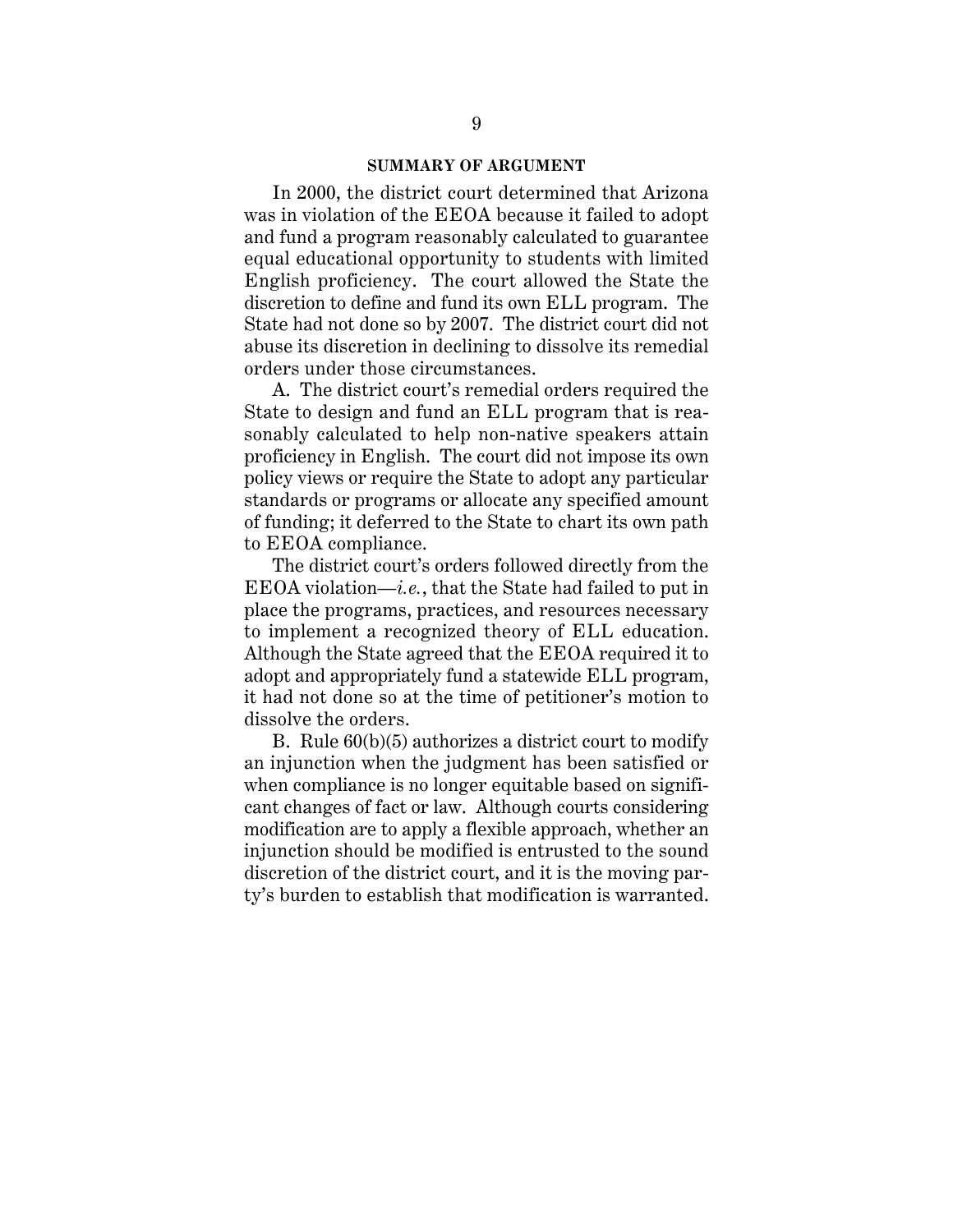## SUMMARY OF ARGUMENT

In 2000, the district court determined that Arizona was in violation of the EEOA because it failed to adopt and fund a program reasonably calculated to guarantee equal educational opportunity to students with limited English proficiency. The court allowed the State the discretion to define and fund its own ELL program. The State had not done so by 2007. The district court did not abuse its discretion in declining to dissolve its remedial orders under those circumstances.

A. The district court's remedial orders required the State to design and fund an ELL program that is reasonably calculated to help non-native speakers attain proficiency in English. The court did not impose its own policy views or require the State to adopt any particular standards or programs or allocate any specified amount of funding; it deferred to the State to chart its own path to EEOA compliance.

The district court's orders followed directly from the EEOA violation—*i.e.*, that the State had failed to put in place the programs, practices, and resources necessary to implement a recognized theory of ELL education. Although the State agreed that the EEOA required it to adopt and appropriately fund a statewide ELL program, it had not done so at the time of petitioner's motion to dissolve the orders.

B. Rule 60(b)(5) authorizes a district court to modify an injunction when the judgment has been satisfied or when compliance is no longer equitable based on significant changes of fact or law. Although courts considering modification are to apply a flexible approach, whether an injunction should be modified is entrusted to the sound discretion of the district court, and it is the moving party's burden to establish that modification is warranted.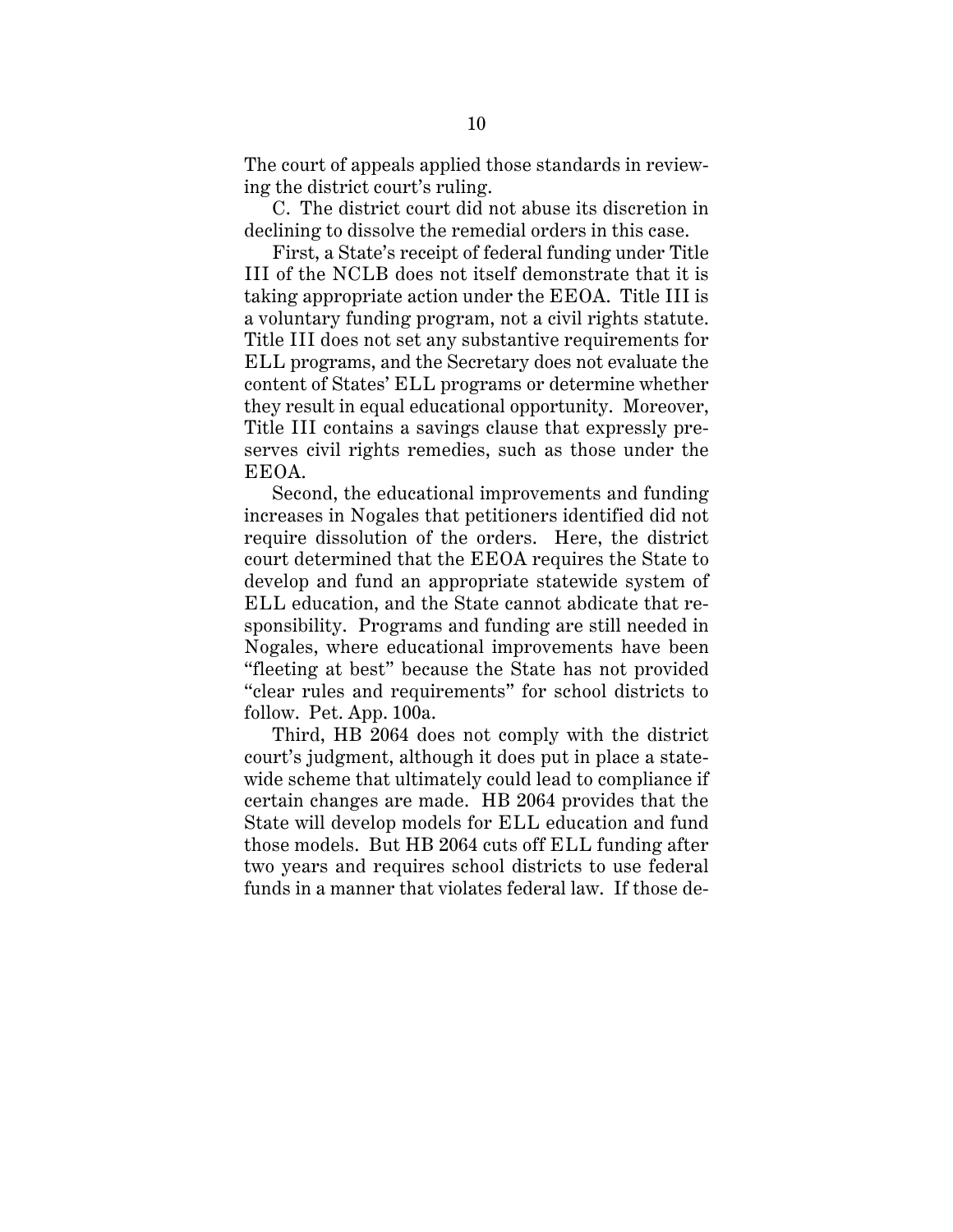The court of appeals applied those standards in reviewing the district court's ruling.

C. The district court did not abuse its discretion in declining to dissolve the remedial orders in this case.

First, a State's receipt of federal funding under Title III of the NCLB does not itself demonstrate that it is taking appropriate action under the EEOA. Title III is a voluntary funding program, not a civil rights statute. Title III does not set any substantive requirements for ELL programs, and the Secretary does not evaluate the content of States' ELL programs or determine whether they result in equal educational opportunity. Moreover, Title III contains a savings clause that expressly preserves civil rights remedies, such as those under the EEOA.

Second, the educational improvements and funding increases in Nogales that petitioners identified did not require dissolution of the orders. Here, the district court determined that the EEOA requires the State to develop and fund an appropriate statewide system of ELL education, and the State cannot abdicate that responsibility. Programs and funding are still needed in Nogales, where educational improvements have been "fleeting at best" because the State has not provided "clear rules and requirements" for school districts to follow. Pet. App. 100a.

Third, HB 2064 does not comply with the district court's judgment, although it does put in place a statewide scheme that ultimately could lead to compliance if certain changes are made. HB 2064 provides that the State will develop models for ELL education and fund those models. But HB 2064 cuts off ELL funding after two years and requires school districts to use federal funds in a manner that violates federal law. If those de-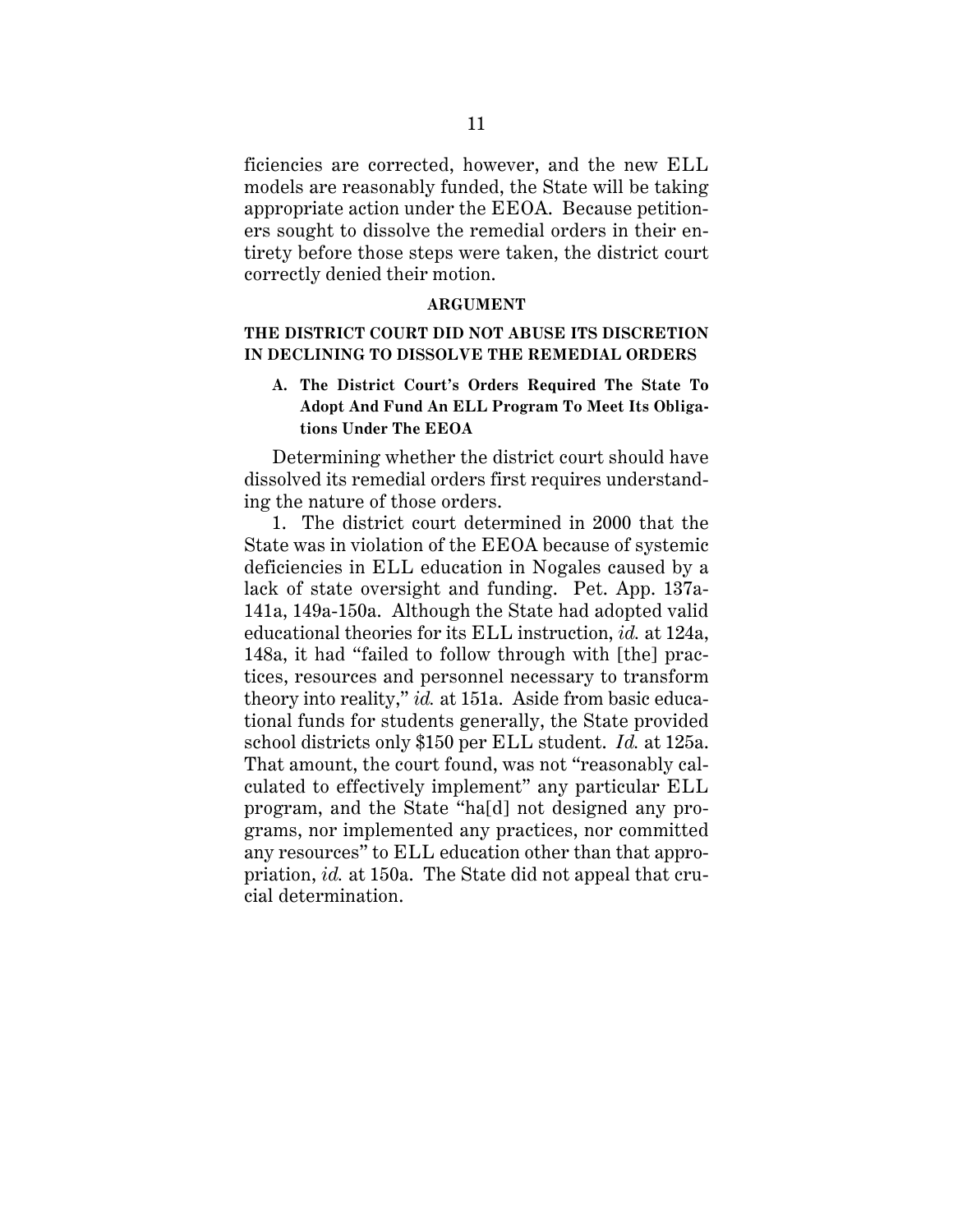ficiencies are corrected, however, and the new ELL models are reasonably funded, the State will be taking appropriate action under the EEOA. Because petitioners sought to dissolve the remedial orders in their entirety before those steps were taken, the district court correctly denied their motion.

## ARGUMENT

### THE DISTRICT COURT DID NOT ABUSE ITS DISCRETION IN DECLINING TO DISSOLVE THE REMEDIAL ORDERS

#### A. The District Court's Orders Required The State To Adopt And Fund An ELL Program To Meet Its Obligations Under The EEOA

Determining whether the district court should have dissolved its remedial orders first requires understanding the nature of those orders.

1. The district court determined in 2000 that the State was in violation of the EEOA because of systemic deficiencies in ELL education in Nogales caused by a lack of state oversight and funding. Pet. App. 137a-141a, 149a-150a. Although the State had adopted valid educational theories for its ELL instruction, *id.* at 124a, 148a, it had "failed to follow through with [the] practices, resources and personnel necessary to transform theory into reality," *id.* at 151a. Aside from basic educational funds for students generally, the State provided school districts only $150 per ELL student. *Id.* at 125a. That amount, the court found, was not "reasonably calculated to effectively implement" any particular ELL program, and the State "ha[d] not designed any programs, nor implemented any practices, nor committed any resources" to ELL education other than that appropriation, *id.* at 150a. The State did not appeal that crucial determination.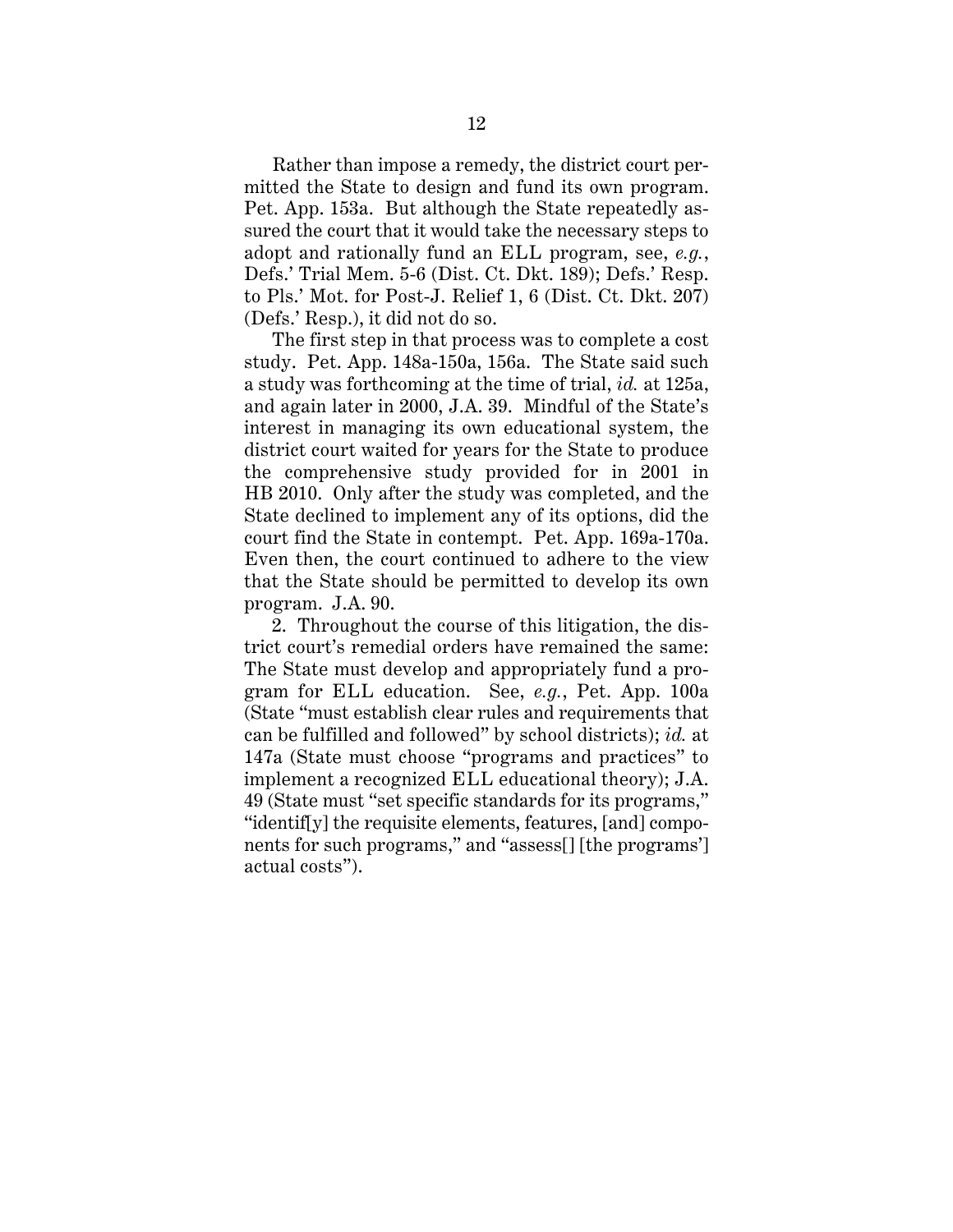Rather than impose a remedy, the district court permitted the State to design and fund its own program. Pet. App. 153a. But although the State repeatedly assured the court that it would take the necessary steps to adopt and rationally fund an ELL program, see, *e.g.*, Defs.' Trial Mem. 5-6 (Dist. Ct. Dkt. 189); Defs.' Resp. to Pls.' Mot. for Post-J. Relief 1, 6 (Dist. Ct. Dkt. 207) (Defs.' Resp.), it did not do so.

The first step in that process was to complete a cost study. Pet. App. 148a-150a, 156a. The State said such a study was forthcoming at the time of trial, *id.* at 125a, and again later in 2000, J.A. 39. Mindful of the State's interest in managing its own educational system, the district court waited for years for the State to produce the comprehensive study provided for in 2001 in HB 2010. Only after the study was completed, and the State declined to implement any of its options, did the court find the State in contempt. Pet. App. 169a-170a. Even then, the court continued to adhere to the view that the State should be permitted to develop its own program. J.A. 90.

2. Throughout the course of this litigation, the district court's remedial orders have remained the same: The State must develop and appropriately fund a program for ELL education. See, *e.g.*, Pet. App. 100a (State "must establish clear rules and requirements that can be fulfilled and followed" by school districts); *id.* at 147a (State must choose "programs and practices" to implement a recognized ELL educational theory); J.A. 49 (State must "set specific standards for its programs," "identif[y] the requisite elements, features, [and] components for such programs," and "assess[] [the programs'] actual costs").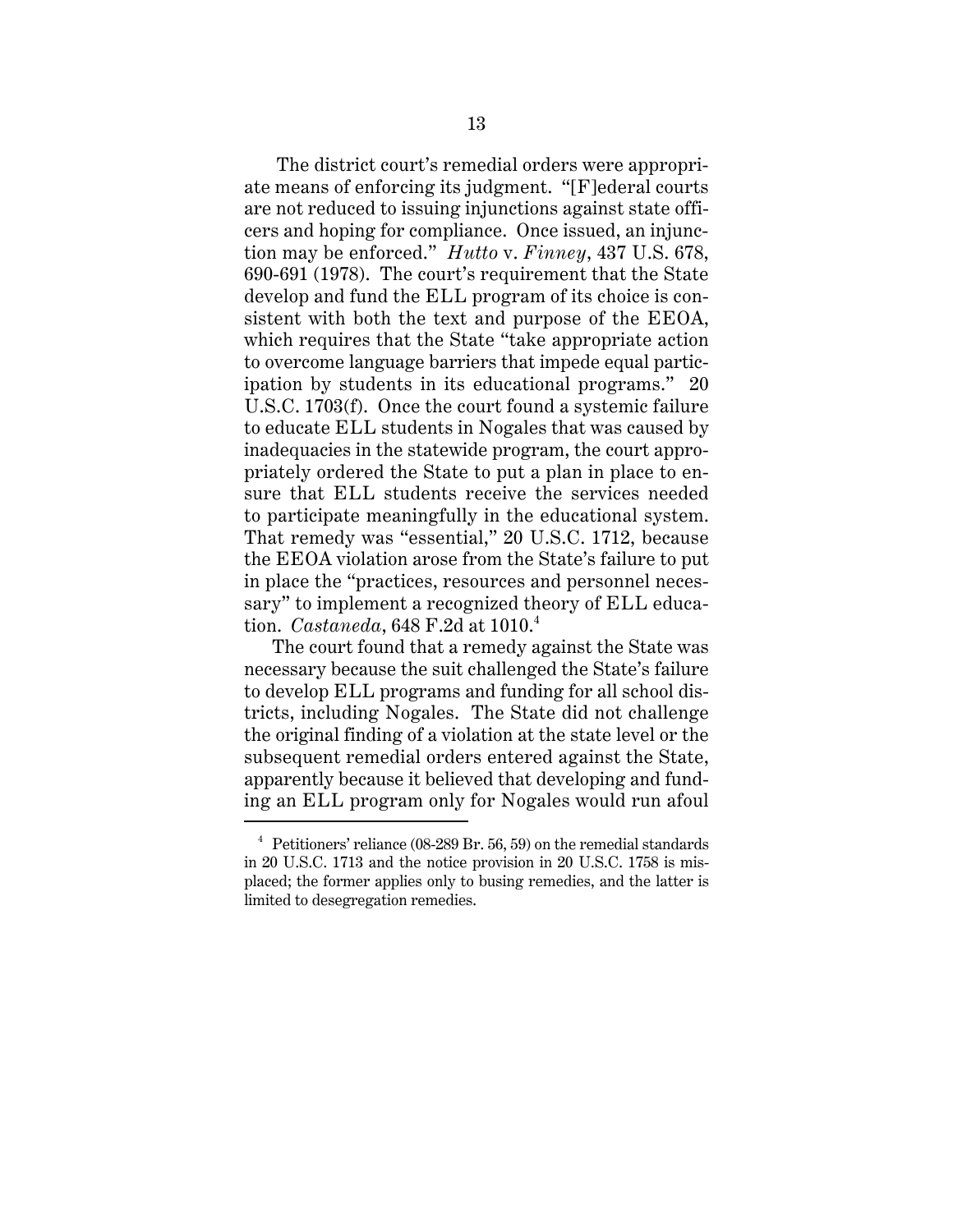The district court's remedial orders were appropriate means of enforcing its judgment. "[F]ederal courts are not reduced to issuing injunctions against state officers and hoping for compliance. Once issued, an injunction may be enforced." *Hutto* v. *Finney*, 437 U.S. 678, 690-691 (1978). The court's requirement that the State develop and fund the ELL program of its choice is consistent with both the text and purpose of the EEOA, which requires that the State "take appropriate action to overcome language barriers that impede equal participation by students in its educational programs." 20 U.S.C. 1703(f). Once the court found a systemic failure to educate ELL students in Nogales that was caused by inadequacies in the statewide program, the court appropriately ordered the State to put a plan in place to ensure that ELL students receive the services needed to participate meaningfully in the educational system. That remedy was "essential," 20 U.S.C. 1712, because the EEOA violation arose from the State's failure to put in place the "practices, resources and personnel necessary" to implement a recognized theory of ELL education. *Castaneda*, 648 F.2d at 1010.[4]

The court found that a remedy against the State was necessary because the suit challenged the State's failure to develop ELL programs and funding for all school districts, including Nogales. The State did not challenge the original finding of a violation at the state level or the subsequent remedial orders entered against the State, apparently because it believed that developing and funding an ELL program only for Nogales would run afoul

---

[4] Petitioners' reliance (08-289 Br. 56, 59) on the remedial standards in 20 U.S.C. 1713 and the notice provision in 20 U.S.C. 1758 is misplaced; the former applies only to busing remedies, and the latter is limited to desegregation remedies.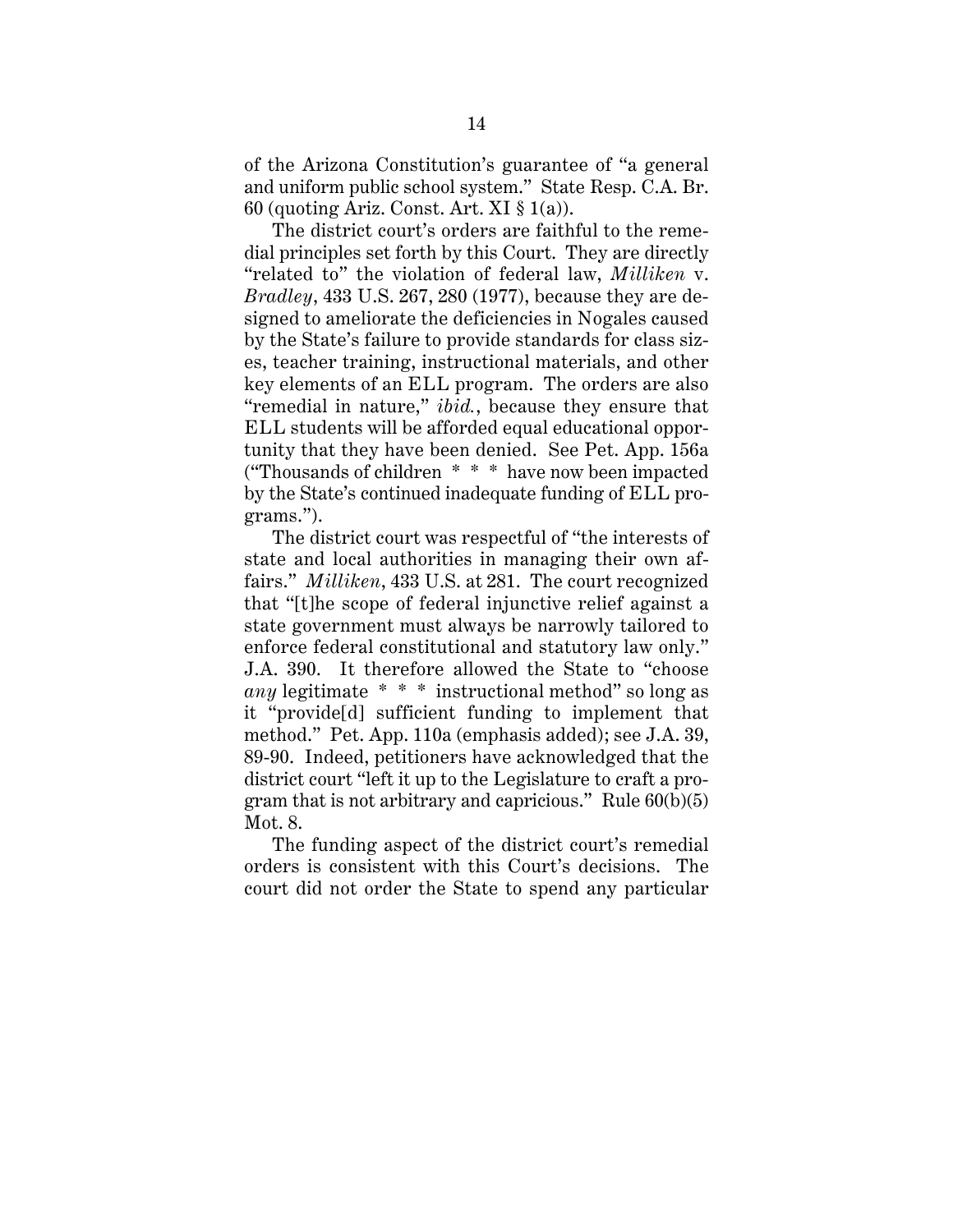of the Arizona Constitution's guarantee of "a general and uniform public school system." State Resp. C.A. Br. 60 (quoting Ariz. Const. Art. XI § 1(a)).

The district court's orders are faithful to the remedial principles set forth by this Court. They are directly "related to" the violation of federal law, *Milliken* v. *Bradley*, 433 U.S. 267, 280 (1977), because they are designed to ameliorate the deficiencies in Nogales caused by the State's failure to provide standards for class sizes, teacher training, instructional materials, and other key elements of an ELL program. The orders are also "remedial in nature," *ibid.*, because they ensure that ELL students will be afforded equal educational opportunity that they have been denied. See Pet. App. 156a ("Thousands of children * * * have now been impacted by the State's continued inadequate funding of ELL programs.").

The district court was respectful of "the interests of state and local authorities in managing their own affairs." *Milliken*, 433 U.S. at 281. The court recognized that "[t]he scope of federal injunctive relief against a state government must always be narrowly tailored to enforce federal constitutional and statutory law only." J.A. 390. It therefore allowed the State to "choose *any* legitimate * * * instructional method" so long as it "provide[d] sufficient funding to implement that method." Pet. App. 110a (emphasis added); see J.A. 39, 89-90. Indeed, petitioners have acknowledged that the district court "left it up to the Legislature to craft a program that is not arbitrary and capricious." Rule 60(b)(5) Mot. 8.

The funding aspect of the district court's remedial orders is consistent with this Court's decisions. The court did not order the State to spend any particular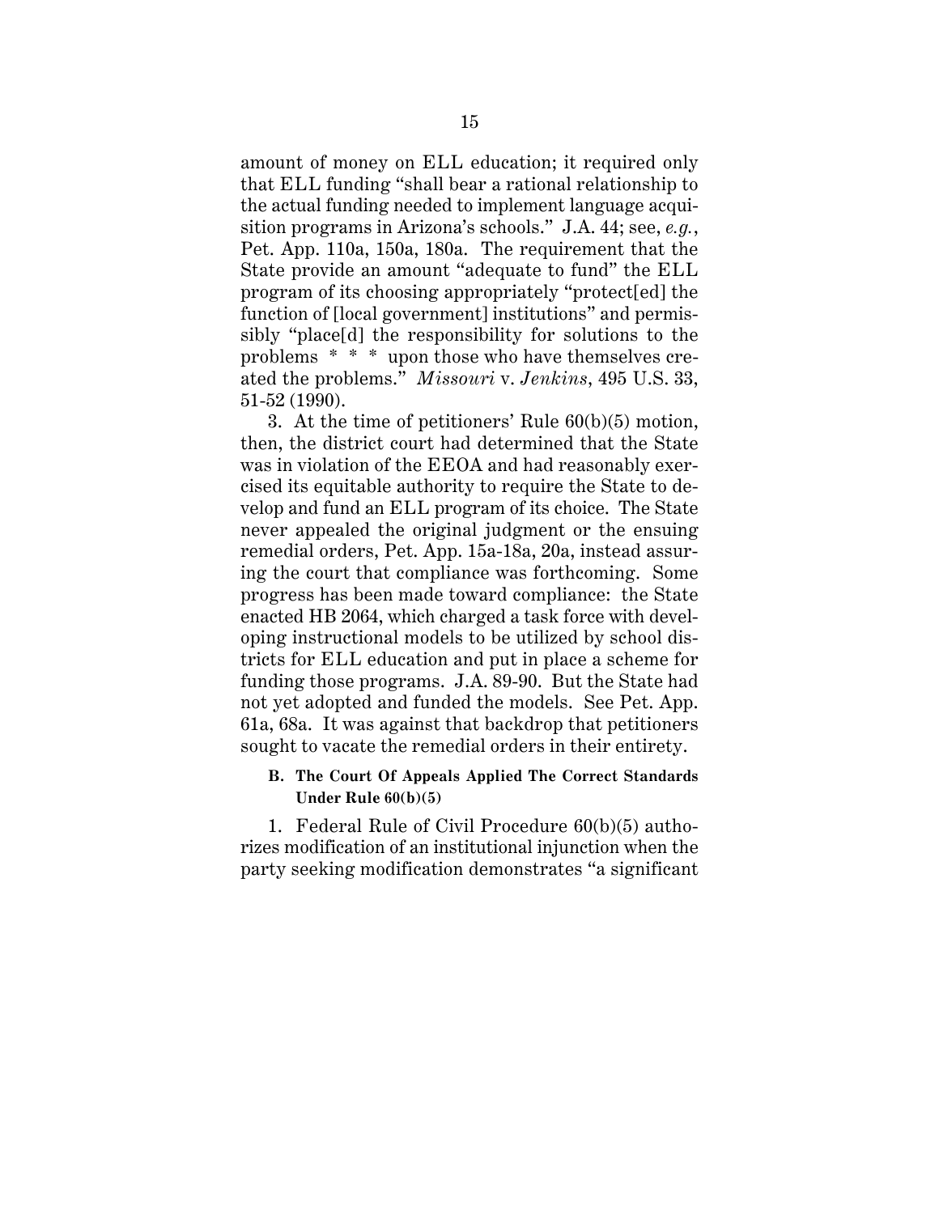amount of money on ELL education; it required only that ELL funding "shall bear a rational relationship to the actual funding needed to implement language acquisition programs in Arizona's schools." J.A. 44; see, *e.g.*, Pet. App. 110a, 150a, 180a. The requirement that the State provide an amount "adequate to fund" the ELL program of its choosing appropriately "protect[ed] the function of [local government] institutions" and permissibly "place[d] the responsibility for solutions to the problems * * * upon those who have themselves created the problems." *Missouri* v. *Jenkins*, 495 U.S. 33, 51-52 (1990).

3. At the time of petitioners' Rule 60(b)(5) motion, then, the district court had determined that the State was in violation of the EEOA and had reasonably exercised its equitable authority to require the State to develop and fund an ELL program of its choice. The State never appealed the original judgment or the ensuing remedial orders, Pet. App. 15a-18a, 20a, instead assuring the court that compliance was forthcoming. Some progress has been made toward compliance: the State enacted HB 2064, which charged a task force with developing instructional models to be utilized by school districts for ELL education and put in place a scheme for funding those programs. J.A. 89-90. But the State had not yet adopted and funded the models. See Pet. App. 61a, 68a. It was against that backdrop that petitioners sought to vacate the remedial orders in their entirety.

### B. The Court Of Appeals Applied The Correct Standards Under Rule 60(b)(5)

1. Federal Rule of Civil Procedure 60(b)(5) authorizes modification of an institutional injunction when the party seeking modification demonstrates "a significant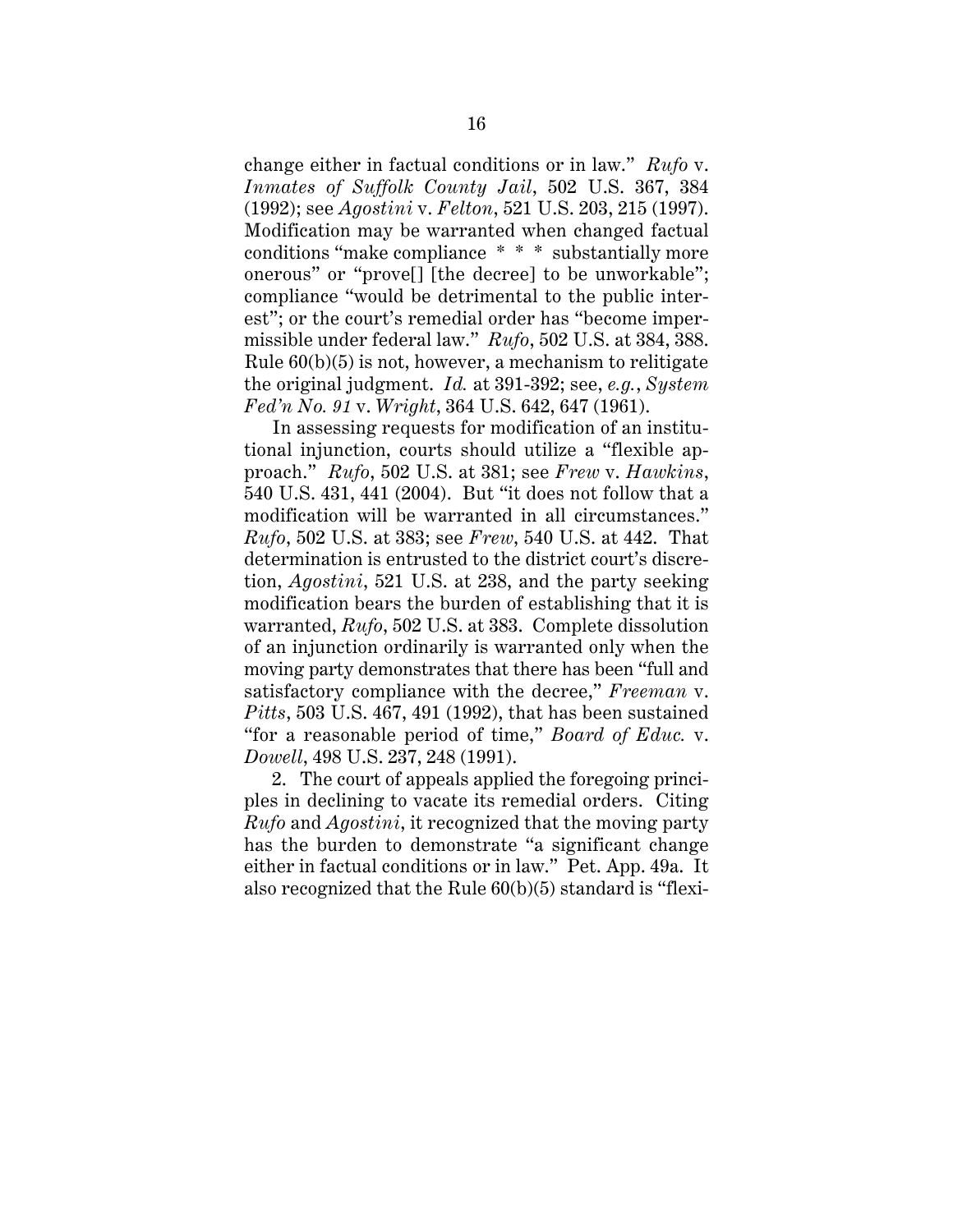change either in factual conditions or in law." *Rufo* v. *Inmates of Suffolk County Jail*, 502 U.S. 367, 384 (1992); see *Agostini* v. *Felton*, 521 U.S. 203, 215 (1997). Modification may be warranted when changed factual conditions "make compliance * * * substantially more onerous" or "prove[] [the decree] to be unworkable"; compliance "would be detrimental to the public interest"; or the court's remedial order has "become impermissible under federal law." *Rufo*, 502 U.S. at 384, 388. Rule 60(b)(5) is not, however, a mechanism to relitigate the original judgment. *Id.* at 391-392; see, *e.g.*, *System Fed'n No. 91* v. *Wright*, 364 U.S. 642, 647 (1961).

In assessing requests for modification of an institutional injunction, courts should utilize a "flexible approach." *Rufo*, 502 U.S. at 381; see *Frew* v. *Hawkins*, 540 U.S. 431, 441 (2004). But "it does not follow that a modification will be warranted in all circumstances." *Rufo*, 502 U.S. at 383; see *Frew*, 540 U.S. at 442. That determination is entrusted to the district court's discretion, *Agostini*, 521 U.S. at 238, and the party seeking modification bears the burden of establishing that it is warranted, *Rufo*, 502 U.S. at 383. Complete dissolution of an injunction ordinarily is warranted only when the moving party demonstrates that there has been "full and satisfactory compliance with the decree," *Freeman* v. *Pitts*, 503 U.S. 467, 491 (1992), that has been sustained "for a reasonable period of time," *Board of Educ.* v. *Dowell*, 498 U.S. 237, 248 (1991).

2. The court of appeals applied the foregoing principles in declining to vacate its remedial orders. Citing *Rufo* and *Agostini*, it recognized that the moving party has the burden to demonstrate "a significant change either in factual conditions or in law." Pet. App. 49a. It also recognized that the Rule 60(b)(5) standard is "flexi-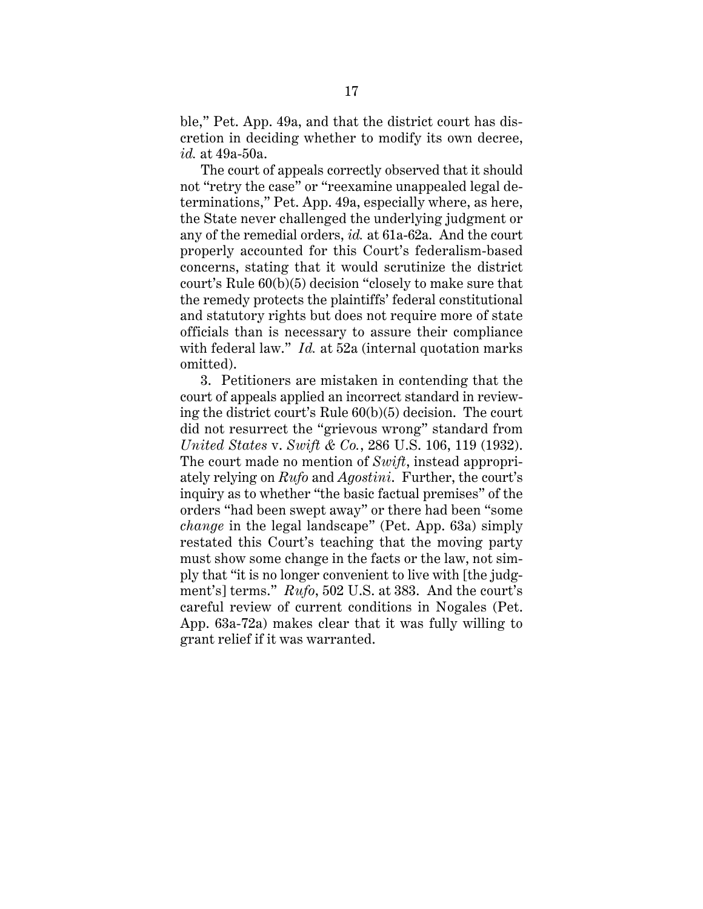ble," Pet. App. 49a, and that the district court has discretion in deciding whether to modify its own decree, *id.* at 49a-50a.

The court of appeals correctly observed that it should not "retry the case" or "reexamine unappealed legal determinations," Pet. App. 49a, especially where, as here, the State never challenged the underlying judgment or any of the remedial orders, *id.* at 61a-62a. And the court properly accounted for this Court's federalism-based concerns, stating that it would scrutinize the district court's Rule 60(b)(5) decision "closely to make sure that the remedy protects the plaintiffs' federal constitutional and statutory rights but does not require more of state officials than is necessary to assure their compliance with federal law." *Id.* at 52a (internal quotation marks omitted).

3. Petitioners are mistaken in contending that the court of appeals applied an incorrect standard in reviewing the district court's Rule 60(b)(5) decision. The court did not resurrect the "grievous wrong" standard from *United States* v. *Swift & Co.*, 286 U.S. 106, 119 (1932). The court made no mention of *Swift*, instead appropriately relying on *Rufo* and *Agostini*. Further, the court's inquiry as to whether "the basic factual premises" of the orders "had been swept away" or there had been "some *change* in the legal landscape" (Pet. App. 63a) simply restated this Court's teaching that the moving party must show some change in the facts or the law, not simply that "it is no longer convenient to live with [the judgment's] terms." *Rufo*, 502 U.S. at 383. And the court's careful review of current conditions in Nogales (Pet. App. 63a-72a) makes clear that it was fully willing to grant relief if it was warranted.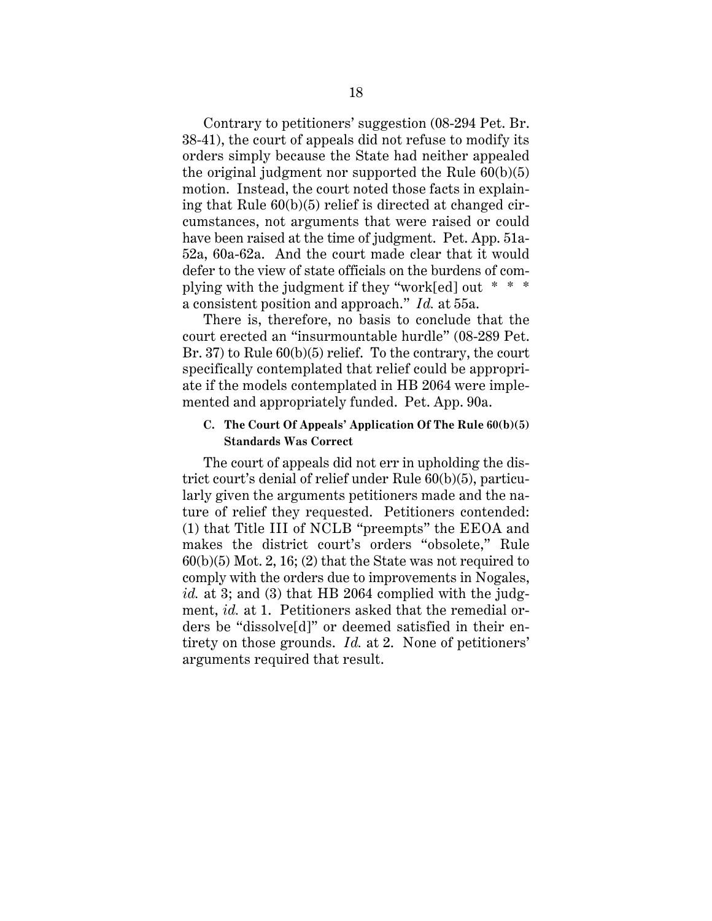Contrary to petitioners' suggestion (08-294 Pet. Br. 38-41), the court of appeals did not refuse to modify its orders simply because the State had neither appealed the original judgment nor supported the Rule 60(b)(5) motion. Instead, the court noted those facts in explaining that Rule 60(b)(5) relief is directed at changed circumstances, not arguments that were raised or could have been raised at the time of judgment. Pet. App. 51a-52a, 60a-62a. And the court made clear that it would defer to the view of state officials on the burdens of complying with the judgment if they "work[ed] out * * * a consistent position and approach." *Id.* at 55a.

There is, therefore, no basis to conclude that the court erected an "insurmountable hurdle" (08-289 Pet. Br. 37) to Rule 60(b)(5) relief. To the contrary, the court specifically contemplated that relief could be appropriate if the models contemplated in HB 2064 were implemented and appropriately funded. Pet. App. 90a.

#### C. The Court Of Appeals' Application Of The Rule 60(b)(5) Standards Was Correct

The court of appeals did not err in upholding the district court's denial of relief under Rule 60(b)(5), particularly given the arguments petitioners made and the nature of relief they requested. Petitioners contended: (1) that Title III of NCLB "preempts" the EEOA and makes the district court's orders "obsolete," Rule 60(b)(5) Mot. 2, 16; (2) that the State was not required to comply with the orders due to improvements in Nogales, *id.* at 3; and (3) that HB 2064 complied with the judgment, *id.* at 1. Petitioners asked that the remedial orders be "dissolve[d]" or deemed satisfied in their entirety on those grounds. *Id.* at 2. None of petitioners' arguments required that result.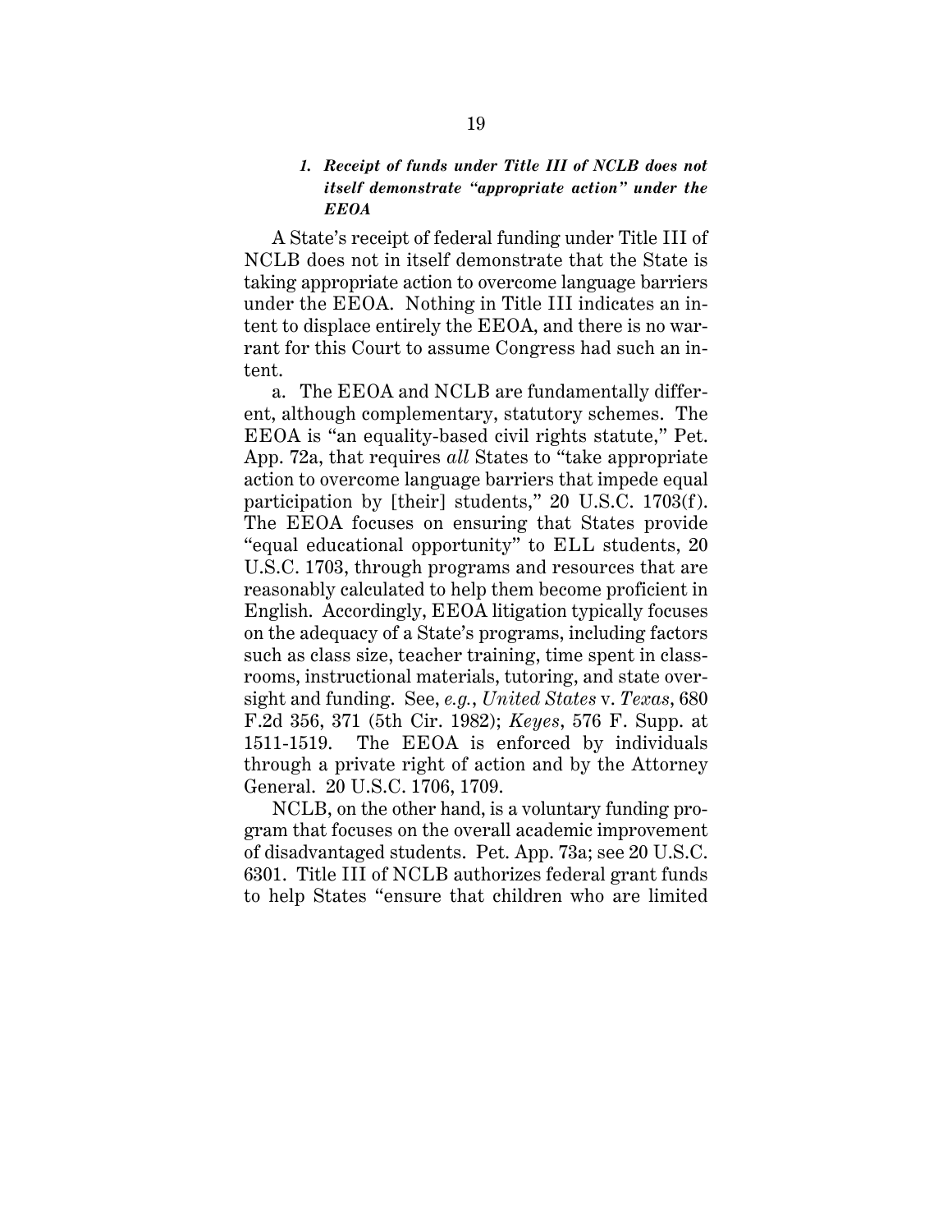### *1. Receipt of funds under Title III of NCLB does not itself demonstrate "appropriate action" under the EEOA*

A State's receipt of federal funding under Title III of NCLB does not in itself demonstrate that the State is taking appropriate action to overcome language barriers under the EEOA. Nothing in Title III indicates an intent to displace entirely the EEOA, and there is no warrant for this Court to assume Congress had such an intent.

a. The EEOA and NCLB are fundamentally different, although complementary, statutory schemes. The EEOA is "an equality-based civil rights statute," Pet. App. 72a, that requires *all* States to "take appropriate action to overcome language barriers that impede equal participation by [their] students," 20 U.S.C. 1703(f). The EEOA focuses on ensuring that States provide "equal educational opportunity" to ELL students, 20 U.S.C. 1703, through programs and resources that are reasonably calculated to help them become proficient in English. Accordingly, EEOA litigation typically focuses on the adequacy of a State's programs, including factors such as class size, teacher training, time spent in classrooms, instructional materials, tutoring, and state oversight and funding. See, *e.g.*, *United States* v. *Texas*, 680 F.2d 356, 371 (5th Cir. 1982); *Keyes*, 576 F. Supp. at 1511-1519. The EEOA is enforced by individuals through a private right of action and by the Attorney General. 20 U.S.C. 1706, 1709.

NCLB, on the other hand, is a voluntary funding program that focuses on the overall academic improvement of disadvantaged students. Pet. App. 73a; see 20 U.S.C. 6301. Title III of NCLB authorizes federal grant funds to help States "ensure that children who are limited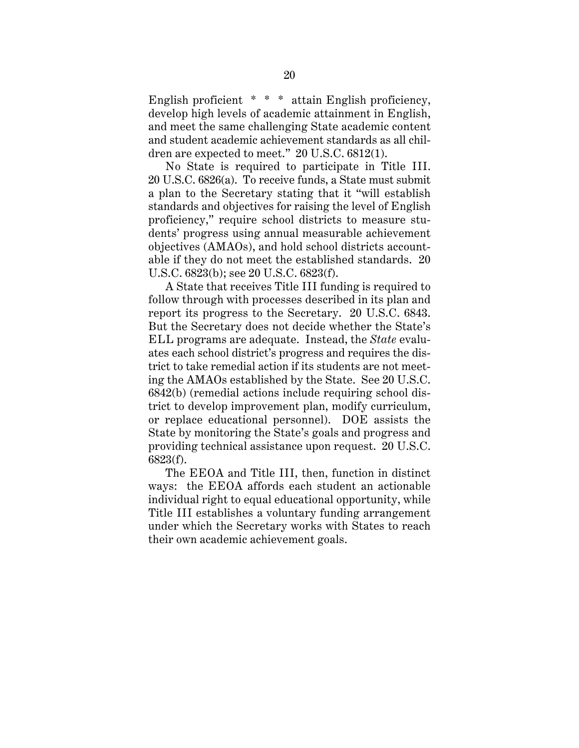English proficient * * * attain English proficiency, develop high levels of academic attainment in English, and meet the same challenging State academic content and student academic achievement standards as all children are expected to meet." 20 U.S.C. 6812(1).

No State is required to participate in Title III. 20 U.S.C. 6826(a). To receive funds, a State must submit a plan to the Secretary stating that it "will establish standards and objectives for raising the level of English proficiency," require school districts to measure students' progress using annual measurable achievement objectives (AMAOs), and hold school districts accountable if they do not meet the established standards. 20 U.S.C. 6823(b); see 20 U.S.C. 6823(f).

A State that receives Title III funding is required to follow through with processes described in its plan and report its progress to the Secretary. 20 U.S.C. 6843. But the Secretary does not decide whether the State's ELL programs are adequate. Instead, the *State* evaluates each school district's progress and requires the district to take remedial action if its students are not meeting the AMAOs established by the State. See 20 U.S.C. 6842(b) (remedial actions include requiring school district to develop improvement plan, modify curriculum, or replace educational personnel). DOE assists the State by monitoring the State's goals and progress and providing technical assistance upon request. 20 U.S.C. 6823(f).

The EEOA and Title III, then, function in distinct ways: the EEOA affords each student an actionable individual right to equal educational opportunity, while Title III establishes a voluntary funding arrangement under which the Secretary works with States to reach their own academic achievement goals.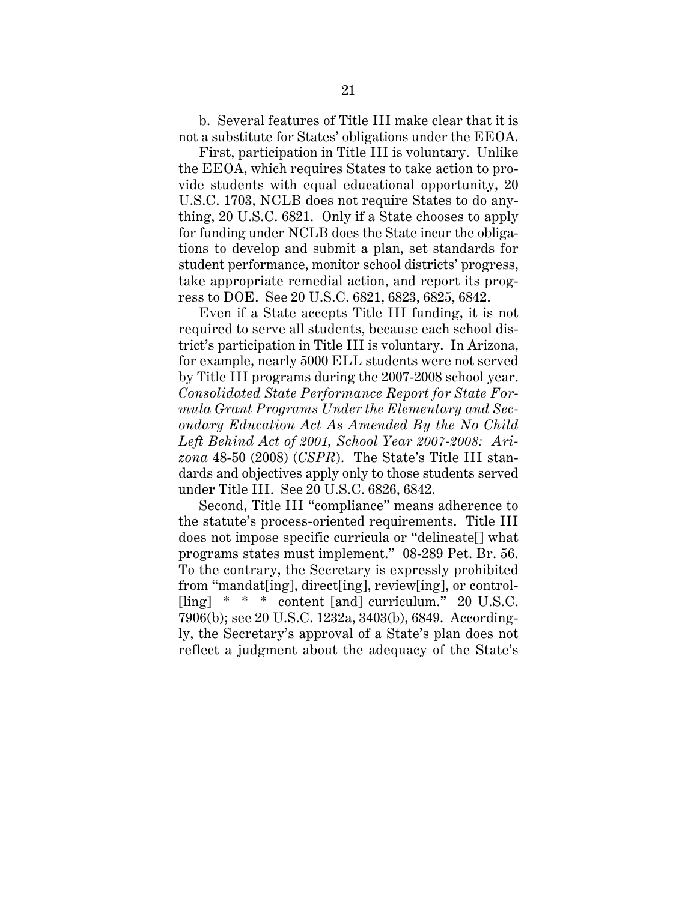b. Several features of Title III make clear that it is not a substitute for States' obligations under the EEOA.

First, participation in Title III is voluntary. Unlike the EEOA, which requires States to take action to provide students with equal educational opportunity, 20 U.S.C. 1703, NCLB does not require States to do anything, 20 U.S.C. 6821. Only if a State chooses to apply for funding under NCLB does the State incur the obligations to develop and submit a plan, set standards for student performance, monitor school districts' progress, take appropriate remedial action, and report its progress to DOE. See 20 U.S.C. 6821, 6823, 6825, 6842.

Even if a State accepts Title III funding, it is not required to serve all students, because each school district's participation in Title III is voluntary. In Arizona, for example, nearly 5000 ELL students were not served by Title III programs during the 2007-2008 school year. *Consolidated State Performance Report for State Formula Grant Programs Under the Elementary and Secondary Education Act As Amended By the No Child Left Behind Act of 2001, School Year 2007-2008: Arizona* 48-50 (2008) (*CSPR*). The State's Title III standards and objectives apply only to those students served under Title III. See 20 U.S.C. 6826, 6842.

Second, Title III "compliance" means adherence to the statute's process-oriented requirements. Title III does not impose specific curricula or "delineate[] what programs states must implement." 08-289 Pet. Br. 56. To the contrary, the Secretary is expressly prohibited from "mandat[ing], direct[ing], review[ing], or control[ling] * * * content [and] curriculum." 20 U.S.C. 7906(b); see 20 U.S.C. 1232a, 3403(b), 6849. Accordingly, the Secretary's approval of a State's plan does not reflect a judgment about the adequacy of the State's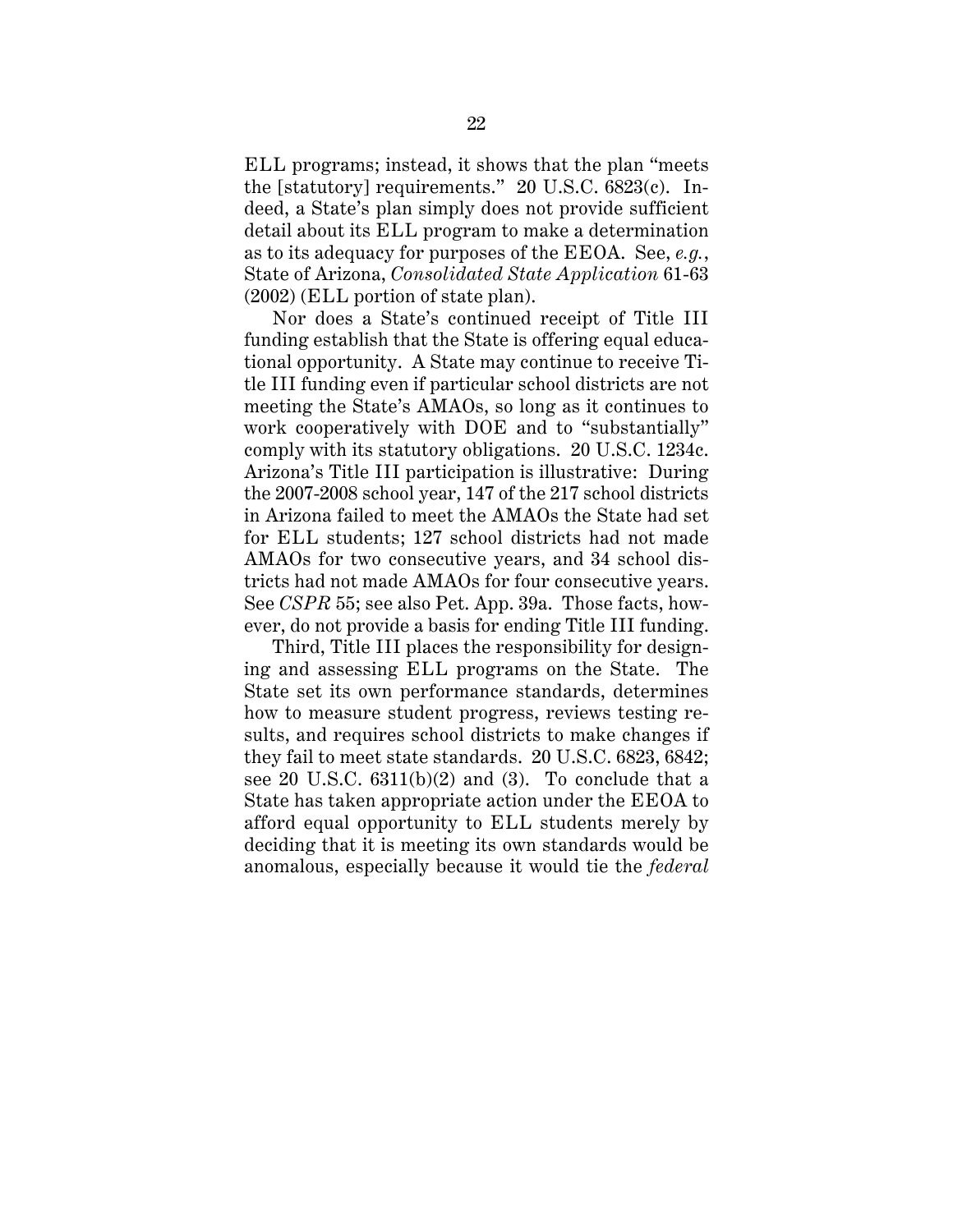ELL programs; instead, it shows that the plan "meets the [statutory] requirements." 20 U.S.C. 6823(c). Indeed, a State's plan simply does not provide sufficient detail about its ELL program to make a determination as to its adequacy for purposes of the EEOA. See, *e.g.*, State of Arizona, *Consolidated State Application* 61-63 (2002) (ELL portion of state plan).

Nor does a State's continued receipt of Title III funding establish that the State is offering equal educational opportunity. A State may continue to receive Title III funding even if particular school districts are not meeting the State's AMAOs, so long as it continues to work cooperatively with DOE and to "substantially" comply with its statutory obligations. 20 U.S.C. 1234c. Arizona's Title III participation is illustrative: During the 2007-2008 school year, 147 of the 217 school districts in Arizona failed to meet the AMAOs the State had set for ELL students; 127 school districts had not made AMAOs for two consecutive years, and 34 school districts had not made AMAOs for four consecutive years. See *CSPR* 55; see also Pet. App. 39a. Those facts, however, do not provide a basis for ending Title III funding.

Third, Title III places the responsibility for designing and assessing ELL programs on the State. The State set its own performance standards, determines how to measure student progress, reviews testing results, and requires school districts to make changes if they fail to meet state standards. 20 U.S.C. 6823, 6842; see 20 U.S.C. 6311(b)(2) and (3). To conclude that a State has taken appropriate action under the EEOA to afford equal opportunity to ELL students merely by deciding that it is meeting its own standards would be anomalous, especially because it would tie the *federal*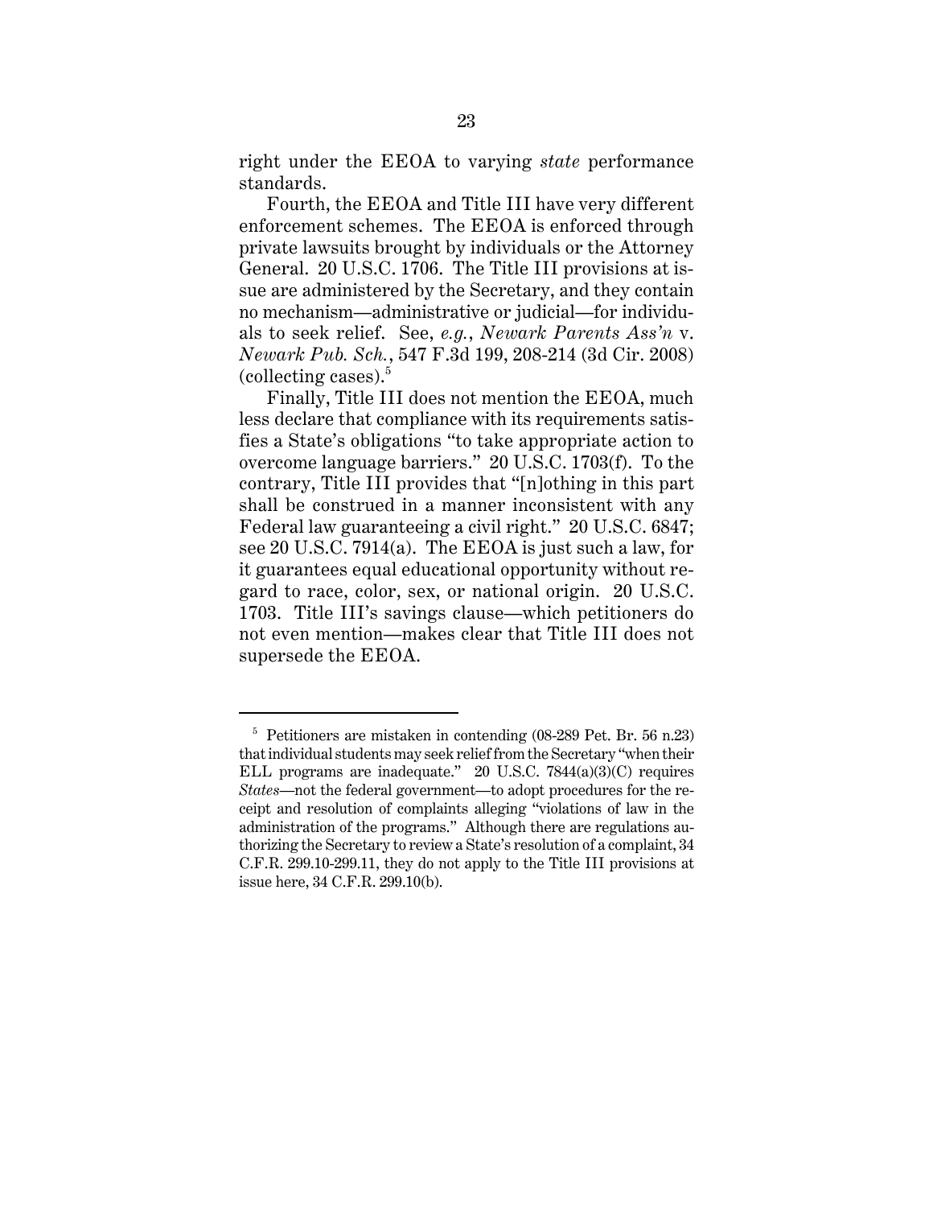right under the EEOA to varying *state* performance standards.

Fourth, the EEOA and Title III have very different enforcement schemes. The EEOA is enforced through private lawsuits brought by individuals or the Attorney General. 20 U.S.C. 1706. The Title III provisions at issue are administered by the Secretary, and they contain no mechanism—administrative or judicial—for individuals to seek relief. See, *e.g.*, *Newark Parents Ass'n* v. *Newark Pub. Sch.*, 547 F.3d 199, 208-214 (3d Cir. 2008) (collecting cases).[5]

Finally, Title III does not mention the EEOA, much less declare that compliance with its requirements satisfies a State's obligations "to take appropriate action to overcome language barriers." 20 U.S.C. 1703(f). To the contrary, Title III provides that "[n]othing in this part shall be construed in a manner inconsistent with any Federal law guaranteeing a civil right." 20 U.S.C. 6847; see 20 U.S.C. 7914(a). The EEOA is just such a law, for it guarantees equal educational opportunity without regard to race, color, sex, or national origin. 20 U.S.C. 1703. Title III's savings clause—which petitioners do not even mention—makes clear that Title III does not supersede the EEOA.

---

[5] Petitioners are mistaken in contending (08-289 Pet. Br. 56 n.23) that individual students may seek relief from the Secretary "when their ELL programs are inadequate." 20 U.S.C. 7844(a)(3)(C) requires *States*—not the federal government—to adopt procedures for the receipt and resolution of complaints alleging "violations of law in the administration of the programs." Although there are regulations authorizing the Secretary to review a State's resolution of a complaint, 34 C.F.R. 299.10-299.11, they do not apply to the Title III provisions at issue here, 34 C.F.R. 299.10(b).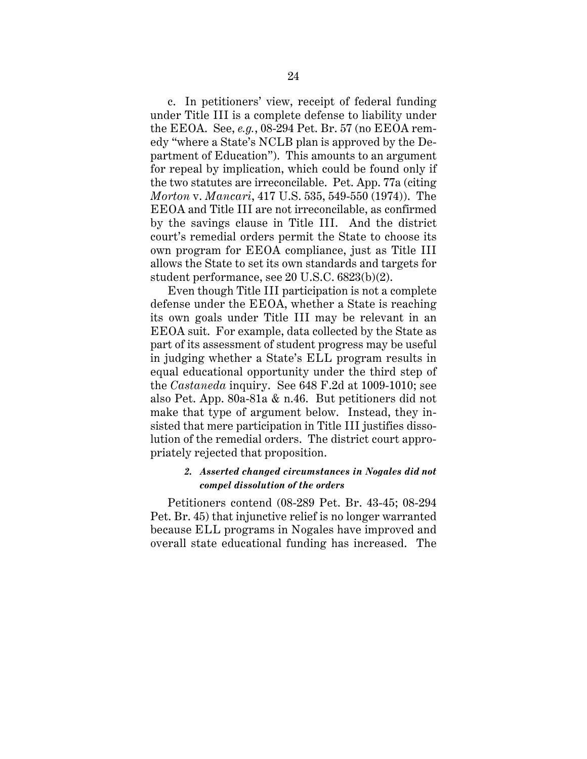c. In petitioners' view, receipt of federal funding under Title III is a complete defense to liability under the EEOA. See, *e.g.*, 08-294 Pet. Br. 57 (no EEOA remedy "where a State's NCLB plan is approved by the Department of Education"). This amounts to an argument for repeal by implication, which could be found only if the two statutes are irreconcilable. Pet. App. 77a (citing *Morton* v. *Mancari*, 417 U.S. 535, 549-550 (1974)). The EEOA and Title III are not irreconcilable, as confirmed by the savings clause in Title III. And the district court's remedial orders permit the State to choose its own program for EEOA compliance, just as Title III allows the State to set its own standards and targets for student performance, see 20 U.S.C. 6823(b)(2).

Even though Title III participation is not a complete defense under the EEOA, whether a State is reaching its own goals under Title III may be relevant in an EEOA suit. For example, data collected by the State as part of its assessment of student progress may be useful in judging whether a State's ELL program results in equal educational opportunity under the third step of the *Castaneda* inquiry. See 648 F.2d at 1009-1010; see also Pet. App. 80a-81a & n.46. But petitioners did not make that type of argument below. Instead, they insisted that mere participation in Title III justifies dissolution of the remedial orders. The district court appropriately rejected that proposition.

#### *2. Asserted changed circumstances in Nogales did not compel dissolution of the orders*

Petitioners contend (08-289 Pet. Br. 43-45; 08-294 Pet. Br. 45) that injunctive relief is no longer warranted because ELL programs in Nogales have improved and overall state educational funding has increased. The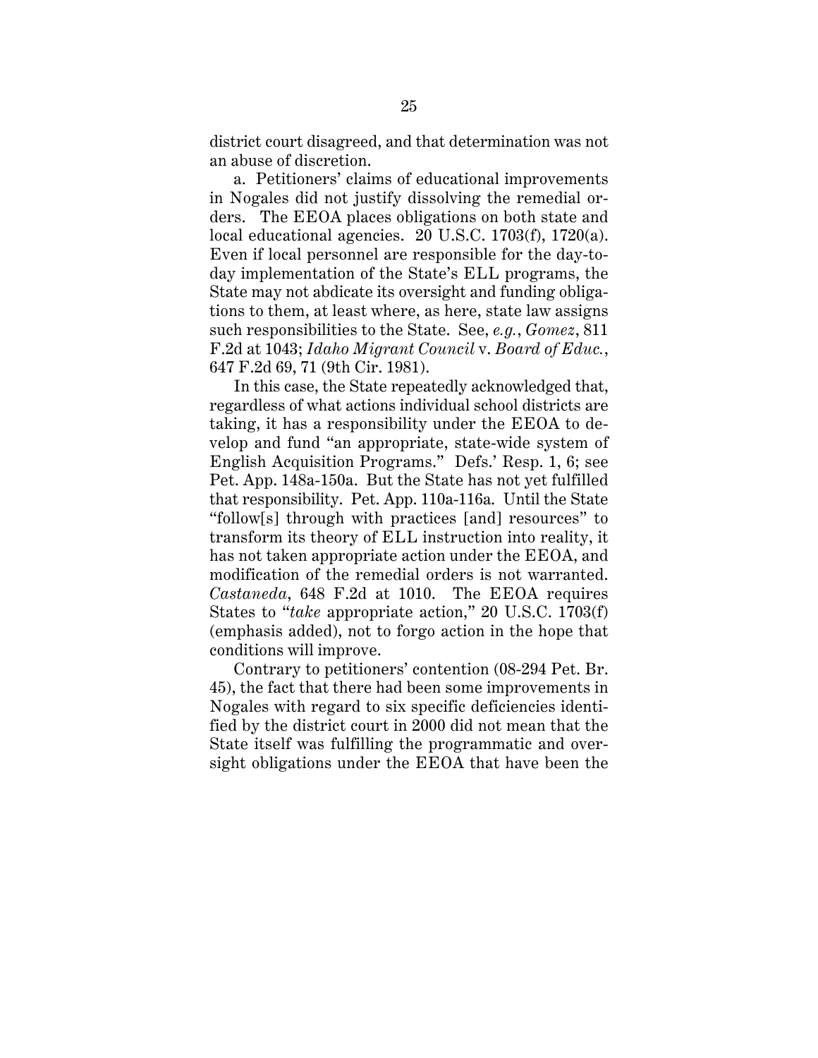district court disagreed, and that determination was not an abuse of discretion.

a. Petitioners' claims of educational improvements in Nogales did not justify dissolving the remedial orders. The EEOA places obligations on both state and local educational agencies. 20 U.S.C. 1703(f), 1720(a). Even if local personnel are responsible for the day-to-day implementation of the State's ELL programs, the State may not abdicate its oversight and funding obligations to them, at least where, as here, state law assigns such responsibilities to the State. See, *e.g.*, *Gomez*, 811 F.2d at 1043; *Idaho Migrant Council* v. *Board of Educ.*, 647 F.2d 69, 71 (9th Cir. 1981).

In this case, the State repeatedly acknowledged that, regardless of what actions individual school districts are taking, it has a responsibility under the EEOA to develop and fund "an appropriate, state-wide system of English Acquisition Programs." Defs.' Resp. 1, 6; see Pet. App. 148a-150a. But the State has not yet fulfilled that responsibility. Pet. App. 110a-116a. Until the State "follow[s] through with practices [and] resources" to transform its theory of ELL instruction into reality, it has not taken appropriate action under the EEOA, and modification of the remedial orders is not warranted. *Castaneda*, 648 F.2d at 1010. The EEOA requires States to "*take* appropriate action," 20 U.S.C. 1703(f) (emphasis added), not to forgo action in the hope that conditions will improve.

Contrary to petitioners' contention (08-294 Pet. Br. 45), the fact that there had been some improvements in Nogales with regard to six specific deficiencies identified by the district court in 2000 did not mean that the State itself was fulfilling the programmatic and oversight obligations under the EEOA that have been the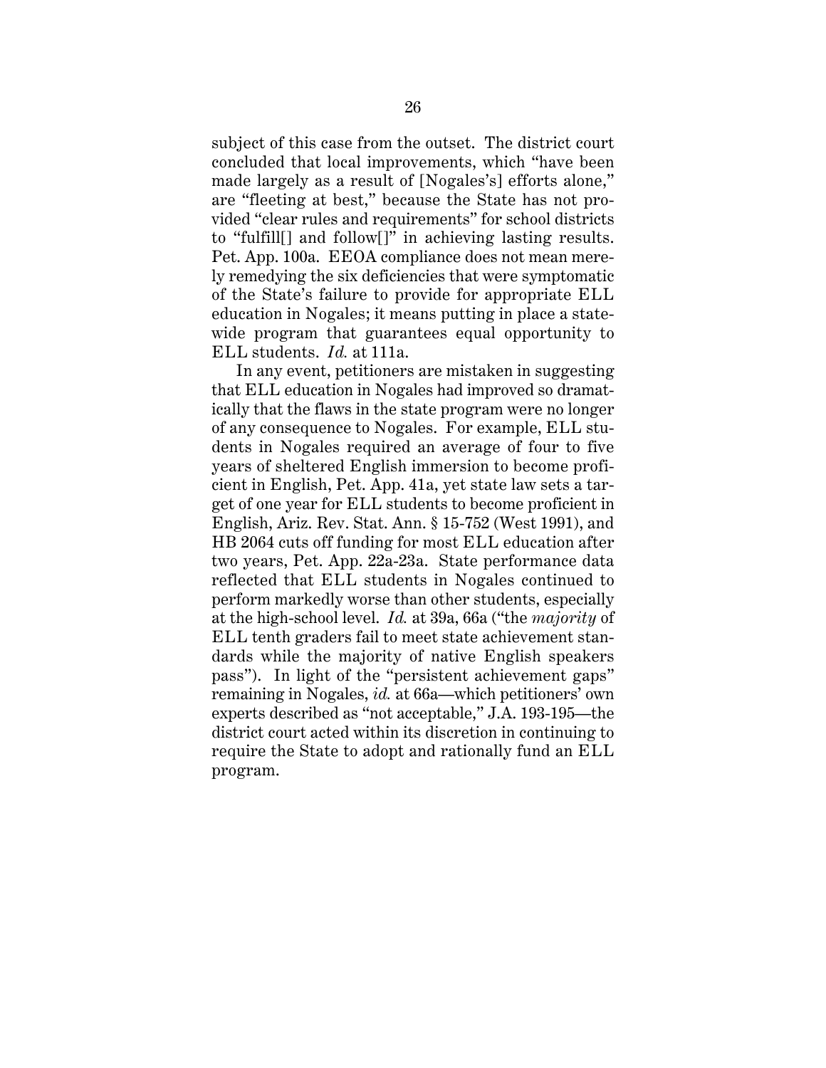subject of this case from the outset. The district court concluded that local improvements, which "have been made largely as a result of [Nogales's] efforts alone," are "fleeting at best," because the State has not provided "clear rules and requirements" for school districts to "fulfill[] and follow[]" in achieving lasting results. Pet. App. 100a. EEOA compliance does not mean merely remedying the six deficiencies that were symptomatic of the State's failure to provide for appropriate ELL education in Nogales; it means putting in place a statewide program that guarantees equal opportunity to ELL students. *Id.* at 111a.

In any event, petitioners are mistaken in suggesting that ELL education in Nogales had improved so dramatically that the flaws in the state program were no longer of any consequence to Nogales. For example, ELL students in Nogales required an average of four to five years of sheltered English immersion to become proficient in English, Pet. App. 41a, yet state law sets a target of one year for ELL students to become proficient in English, Ariz. Rev. Stat. Ann. § 15-752 (West 1991), and HB 2064 cuts off funding for most ELL education after two years, Pet. App. 22a-23a. State performance data reflected that ELL students in Nogales continued to perform markedly worse than other students, especially at the high-school level. *Id.* at 39a, 66a ("the *majority* of ELL tenth graders fail to meet state achievement standards while the majority of native English speakers pass"). In light of the "persistent achievement gaps" remaining in Nogales, *id.* at 66a—which petitioners' own experts described as "not acceptable," J.A. 193-195—the district court acted within its discretion in continuing to require the State to adopt and rationally fund an ELL program.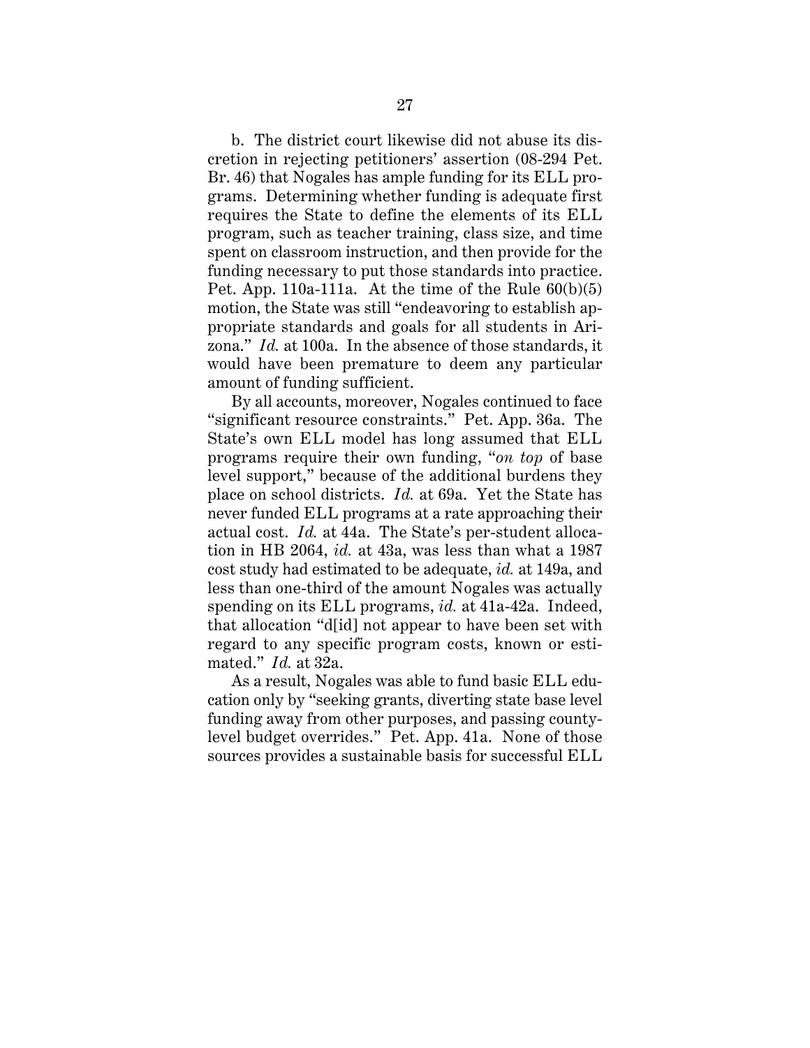b. The district court likewise did not abuse its discretion in rejecting petitioners' assertion (08-294 Pet. Br. 46) that Nogales has ample funding for its ELL programs. Determining whether funding is adequate first requires the State to define the elements of its ELL program, such as teacher training, class size, and time spent on classroom instruction, and then provide for the funding necessary to put those standards into practice. Pet. App. 110a-111a. At the time of the Rule 60(b)(5) motion, the State was still "endeavoring to establish appropriate standards and goals for all students in Arizona." *Id.* at 100a. In the absence of those standards, it would have been premature to deem any particular amount of funding sufficient.

By all accounts, moreover, Nogales continued to face "significant resource constraints." Pet. App. 36a. The State's own ELL model has long assumed that ELL programs require their own funding, "*on top* of base level support," because of the additional burdens they place on school districts. *Id.* at 69a. Yet the State has never funded ELL programs at a rate approaching their actual cost. *Id.* at 44a. The State's per-student allocation in HB 2064, *id.* at 43a, was less than what a 1987 cost study had estimated to be adequate, *id.* at 149a, and less than one-third of the amount Nogales was actually spending on its ELL programs, *id.* at 41a-42a. Indeed, that allocation "d[id] not appear to have been set with regard to any specific program costs, known or estimated." *Id.* at 32a.

As a result, Nogales was able to fund basic ELL education only by "seeking grants, diverting state base level funding away from other purposes, and passing county-level budget overrides." Pet. App. 41a. None of those sources provides a sustainable basis for successful ELL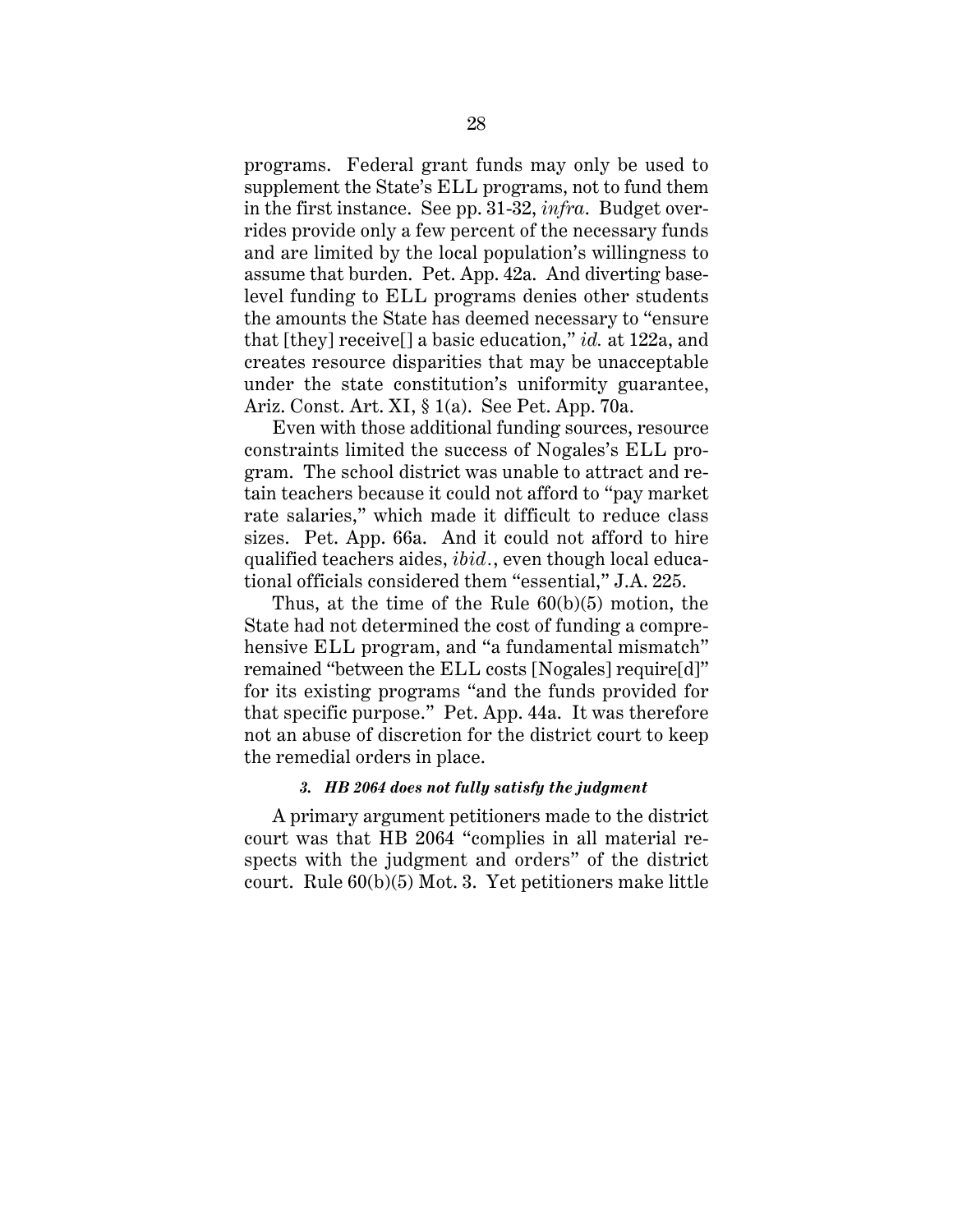programs. Federal grant funds may only be used to supplement the State's ELL programs, not to fund them in the first instance. See pp. 31-32, *infra*. Budget overrides provide only a few percent of the necessary funds and are limited by the local population's willingness to assume that burden. Pet. App. 42a. And diverting base-level funding to ELL programs denies other students the amounts the State has deemed necessary to "ensure that [they] receive[] a basic education," *id.* at 122a, and creates resource disparities that may be unacceptable under the state constitution's uniformity guarantee, Ariz. Const. Art. XI, § 1(a). See Pet. App. 70a.

Even with those additional funding sources, resource constraints limited the success of Nogales's ELL program. The school district was unable to attract and retain teachers because it could not afford to "pay market rate salaries," which made it difficult to reduce class sizes. Pet. App. 66a. And it could not afford to hire qualified teachers aides, *ibid.*, even though local educational officials considered them "essential," J.A. 225.

Thus, at the time of the Rule 60(b)(5) motion, the State had not determined the cost of funding a comprehensive ELL program, and "a fundamental mismatch" remained "between the ELL costs [Nogales] require[d]" for its existing programs "and the funds provided for that specific purpose." Pet. App. 44a. It was therefore not an abuse of discretion for the district court to keep the remedial orders in place.

#### *3. HB 2064 does not fully satisfy the judgment*

A primary argument petitioners made to the district court was that HB 2064 "complies in all material respects with the judgment and orders" of the district court. Rule 60(b)(5) Mot. 3. Yet petitioners make little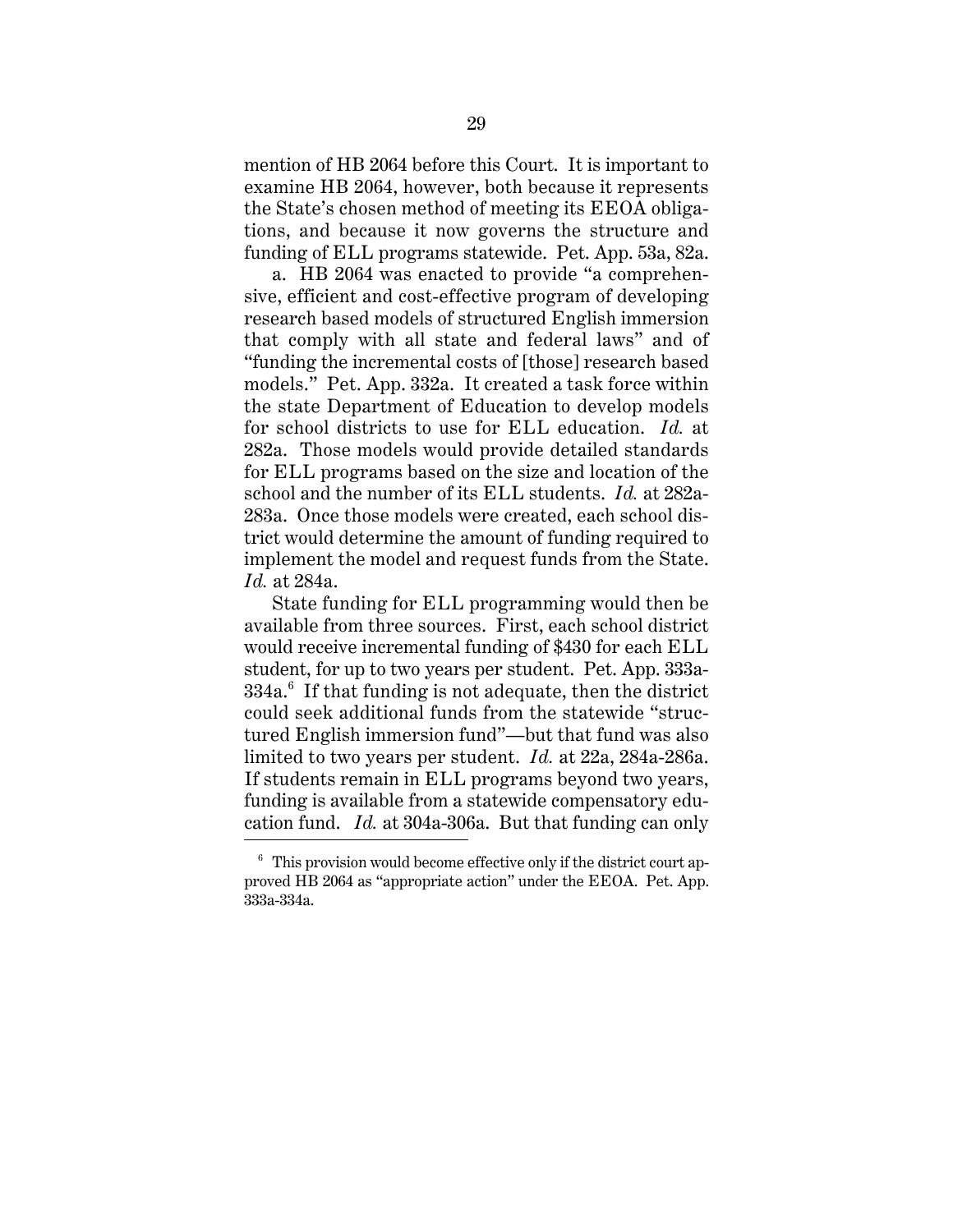mention of HB 2064 before this Court. It is important to examine HB 2064, however, both because it represents the State's chosen method of meeting its EEOA obligations, and because it now governs the structure and funding of ELL programs statewide. Pet. App. 53a, 82a.

a. HB 2064 was enacted to provide "a comprehensive, efficient and cost-effective program of developing research based models of structured English immersion that comply with all state and federal laws" and of "funding the incremental costs of [those] research based models." Pet. App. 332a. It created a task force within the state Department of Education to develop models for school districts to use for ELL education. *Id.* at 282a. Those models would provide detailed standards for ELL programs based on the size and location of the school and the number of its ELL students. *Id.* at 282a-283a. Once those models were created, each school district would determine the amount of funding required to implement the model and request funds from the State. *Id.* at 284a.

State funding for ELL programming would then be available from three sources. First, each school district would receive incremental funding of $430 for each ELL student, for up to two years per student. Pet. App. 333a-334a.[6] If that funding is not adequate, then the district could seek additional funds from the statewide "structured English immersion fund"—but that fund was also limited to two years per student. *Id.* at 22a, 284a-286a. If students remain in ELL programs beyond two years, funding is available from a statewide compensatory education fund. *Id.* at 304a-306a. But that funding can only

---

[6] This provision would become effective only if the district court approved HB 2064 as "appropriate action" under the EEOA. Pet. App. 333a-334a.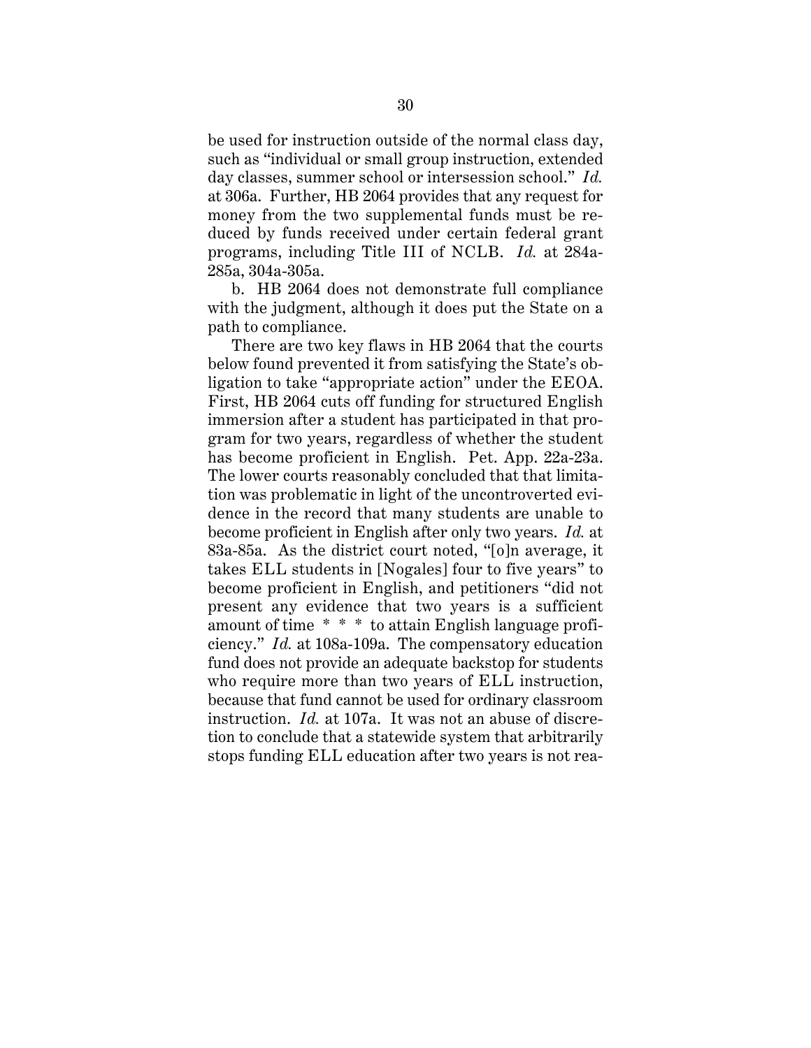be used for instruction outside of the normal class day, such as "individual or small group instruction, extended day classes, summer school or intersession school." *Id.* at 306a. Further, HB 2064 provides that any request for money from the two supplemental funds must be reduced by funds received under certain federal grant programs, including Title III of NCLB. *Id.* at 284a-285a, 304a-305a.

b. HB 2064 does not demonstrate full compliance with the judgment, although it does put the State on a path to compliance.

There are two key flaws in HB 2064 that the courts below found prevented it from satisfying the State's obligation to take "appropriate action" under the EEOA. First, HB 2064 cuts off funding for structured English immersion after a student has participated in that program for two years, regardless of whether the student has become proficient in English. Pet. App. 22a-23a. The lower courts reasonably concluded that that limitation was problematic in light of the uncontroverted evidence in the record that many students are unable to become proficient in English after only two years. *Id.* at 83a-85a. As the district court noted, "[o]n average, it takes ELL students in [Nogales] four to five years" to become proficient in English, and petitioners "did not present any evidence that two years is a sufficient amount of time * * * to attain English language proficiency." *Id.* at 108a-109a. The compensatory education fund does not provide an adequate backstop for students who require more than two years of ELL instruction, because that fund cannot be used for ordinary classroom instruction. *Id.* at 107a. It was not an abuse of discretion to conclude that a statewide system that arbitrarily stops funding ELL education after two years is not rea-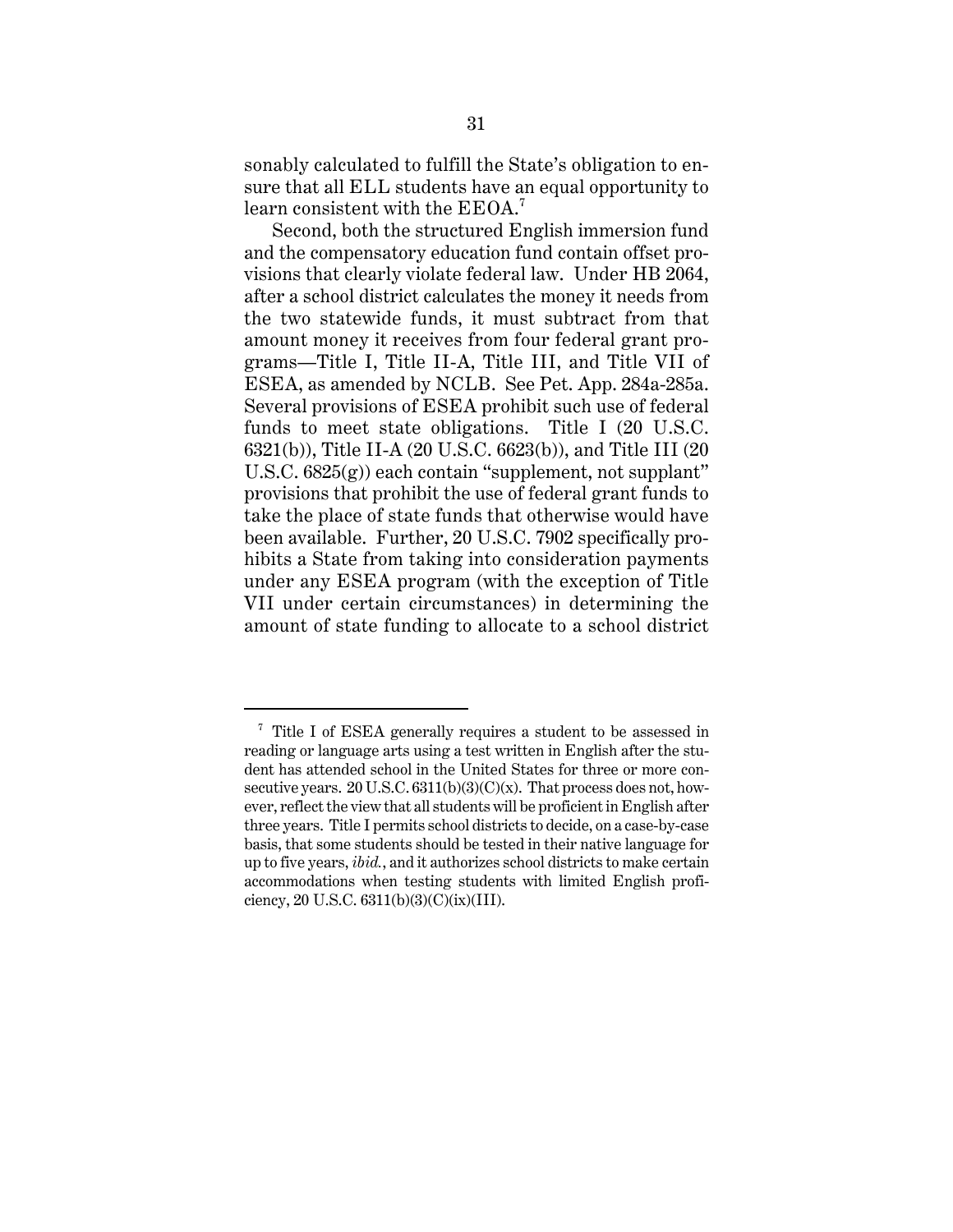sonably calculated to fulfill the State's obligation to ensure that all ELL students have an equal opportunity to learn consistent with the EEOA.[7]

Second, both the structured English immersion fund and the compensatory education fund contain offset provisions that clearly violate federal law. Under HB 2064, after a school district calculates the money it needs from the two statewide funds, it must subtract from that amount money it receives from four federal grant programs—Title I, Title II-A, Title III, and Title VII of ESEA, as amended by NCLB. See Pet. App. 284a-285a. Several provisions of ESEA prohibit such use of federal funds to meet state obligations. Title I (20 U.S.C. 6321(b)), Title II-A (20 U.S.C. 6623(b)), and Title III (20 U.S.C. 6825(g)) each contain "supplement, not supplant" provisions that prohibit the use of federal grant funds to take the place of state funds that otherwise would have been available. Further, 20 U.S.C. 7902 specifically prohibits a State from taking into consideration payments under any ESEA program (with the exception of Title VII under certain circumstances) in determining the amount of state funding to allocate to a school district

---

[7] Title I of ESEA generally requires a student to be assessed in reading or language arts using a test written in English after the student has attended school in the United States for three or more consecutive years. 20 U.S.C. 6311(b)(3)(C)(x). That process does not, however, reflect the view that all students will be proficient in English after three years. Title I permits school districts to decide, on a case-by-case basis, that some students should be tested in their native language for up to five years, *ibid.*, and it authorizes school districts to make certain accommodations when testing students with limited English proficiency, 20 U.S.C. 6311(b)(3)(C)(ix)(III).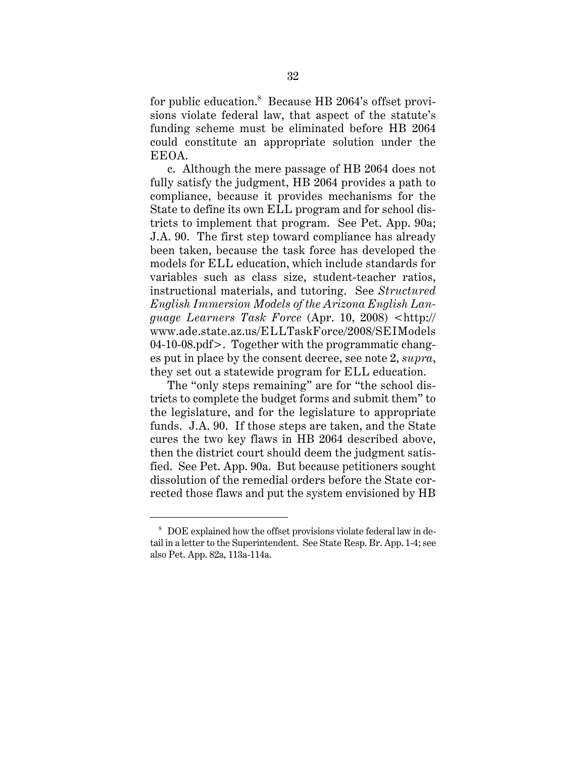for public education.[8] Because HB 2064's offset provisions violate federal law, that aspect of the statute's funding scheme must be eliminated before HB 2064 could constitute an appropriate solution under the EEOA.

c. Although the mere passage of HB 2064 does not fully satisfy the judgment, HB 2064 provides a path to compliance, because it provides mechanisms for the State to define its own ELL program and for school districts to implement that program. See Pet. App. 90a; J.A. 90. The first step toward compliance has already been taken, because the task force has developed the models for ELL education, which include standards for variables such as class size, student-teacher ratios, instructional materials, and tutoring. See *Structured English Immersion Models of the Arizona English Language Learners Task Force* (Apr. 10, 2008) <http://www.ade.state.az.us/ELLTaskForce/2008/SEIModels04-10-08.pdf>. Together with the programmatic changes put in place by the consent decree, see note 2, *supra*, they set out a statewide program for ELL education.

The "only steps remaining" are for "the school districts to complete the budget forms and submit them" to the legislature, and for the legislature to appropriate funds. J.A. 90. If those steps are taken, and the State cures the two key flaws in HB 2064 described above, then the district court should deem the judgment satisfied. See Pet. App. 90a. But because petitioners sought dissolution of the remedial orders before the State corrected those flaws and put the system envisioned by HB

---

[8] DOE explained how the offset provisions violate federal law in detail in a letter to the Superintendent. See State Resp. Br. App. 1-4; see also Pet. App. 82a, 113a-114a.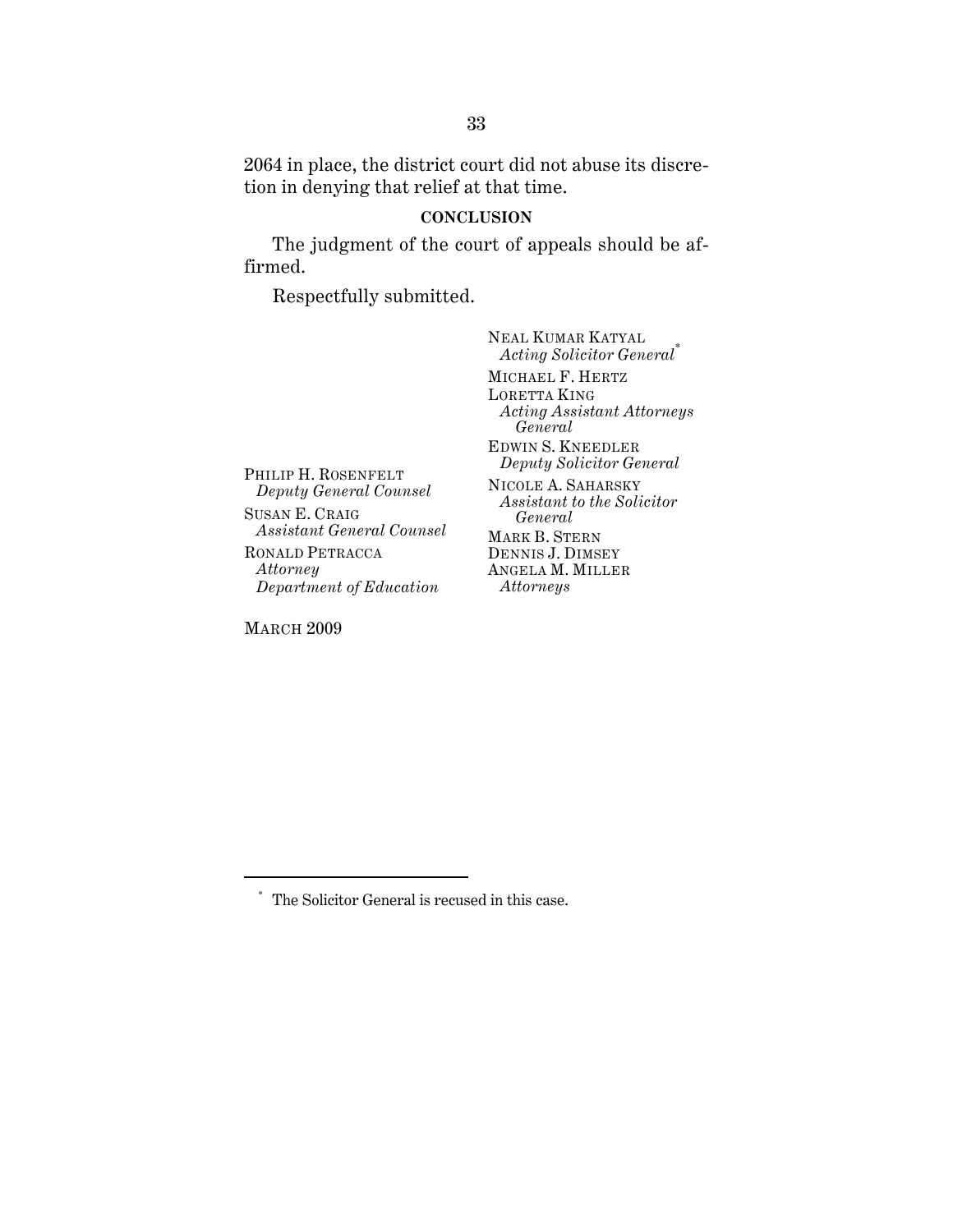2064 in place, the district court did not abuse its discretion in denying that relief at that time.

## CONCLUSION

The judgment of the court of appeals should be affirmed.

Respectfully submitted.

NEAL KUMAR KATYAL
*Acting Solicitor General*[*]

MICHAEL F. HERTZ
LORETTA KING
*Acting Assistant Attorneys General*

EDWIN S. KNEEDLER
*Deputy Solicitor General*

NICOLE A. SAHARSKY
*Assistant to the Solicitor General*

MARK B. STERN
DENNIS J. DIMSEY
ANGELA M. MILLER
*Attorneys*

PHILIP H. ROSENFELT
*Deputy General Counsel*

SUSAN E. CRAIG
*Assistant General Counsel*

RONALD PETRACCA
*Attorney*
*Department of Education*

MARCH 2009

[*] The Solicitor General is recused in this case.